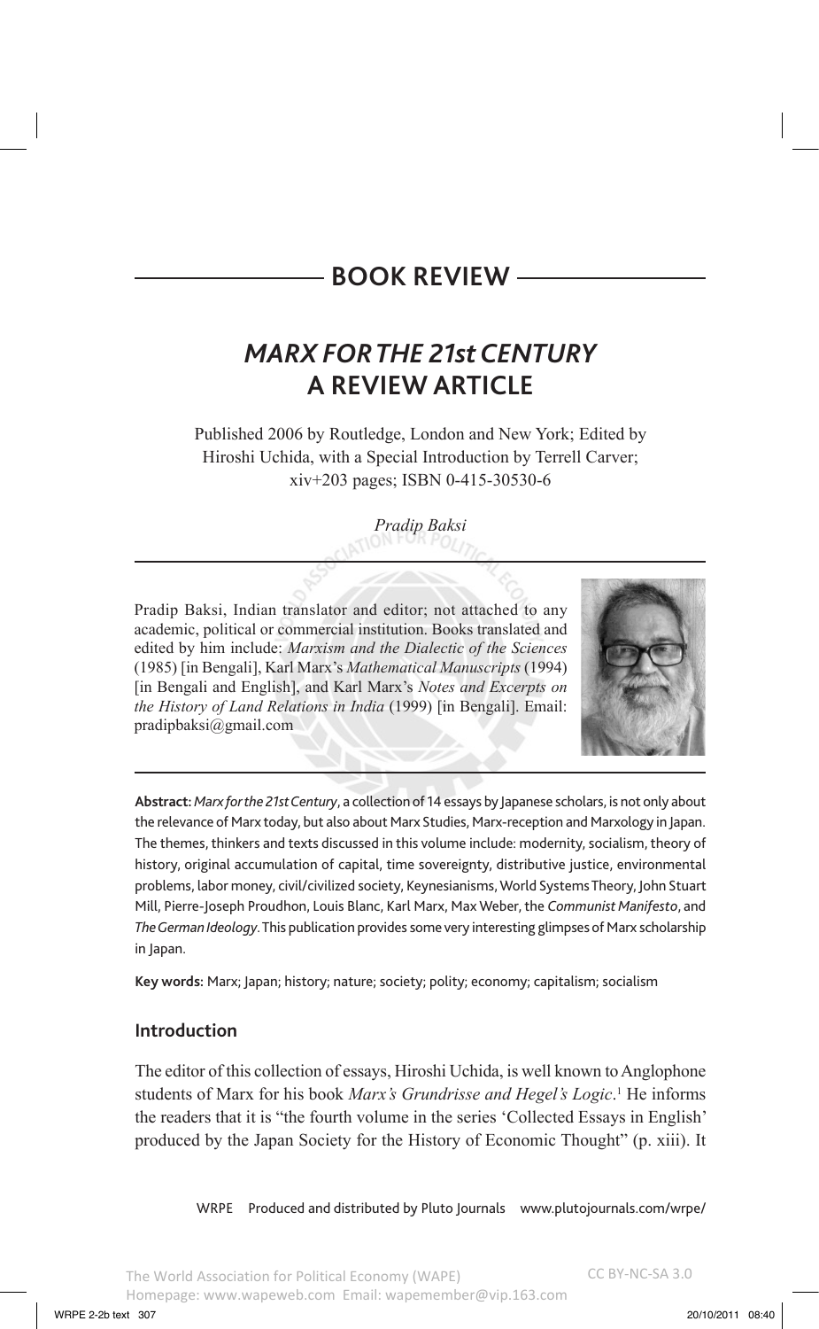# BOOK REVIEW

## *MARX FOR THE 21st CENTURY*
## A REVIEW ARTICLE

Published 2006 by Routledge, London and New York; Edited by Hiroshi Uchida, with a Special Introduction by Terrell Carver; xiv+203 pages; ISBN 0-415-30530-6

*Pradip Baksi*

Pradip Baksi, Indian translator and editor; not attached to any academic, political or commercial institution. Books translated and edited by him include: *Marxism and the Dialectic of the Sciences* (1985) [in Bengali], Karl Marx's *Mathematical Manuscripts* (1994) [in Bengali and English], and Karl Marx's *Notes and Excerpts on the History of Land Relations in India* (1999) [in Bengali]. Email: pradipbaksi@gmail.com

**Abstract:** *Marx for the 21st Century*, a collection of 14 essays by Japanese scholars, is not only about the relevance of Marx today, but also about Marx Studies, Marx-reception and Marxology in Japan. The themes, thinkers and texts discussed in this volume include: modernity, socialism, theory of history, original accumulation of capital, time sovereignty, distributive justice, environmental problems, labor money, civil/civilized society, Keynesianisms, World Systems Theory, John Stuart Mill, Pierre-Joseph Proudhon, Louis Blanc, Karl Marx, Max Weber, the *Communist Manifesto*, and *The German Ideology*. This publication provides some very interesting glimpses of Marx scholarship in Japan.

**Key words:** Marx; Japan; history; nature; society; polity; economy; capitalism; socialism

### Introduction

The editor of this collection of essays, Hiroshi Uchida, is well known to Anglophone students of Marx for his book *Marx's Grundrisse and Hegel's Logic*.[1] He informs the readers that it is "the fourth volume in the series 'Collected Essays in English' produced by the Japan Society for the History of Economic Thought" (p. xiii). It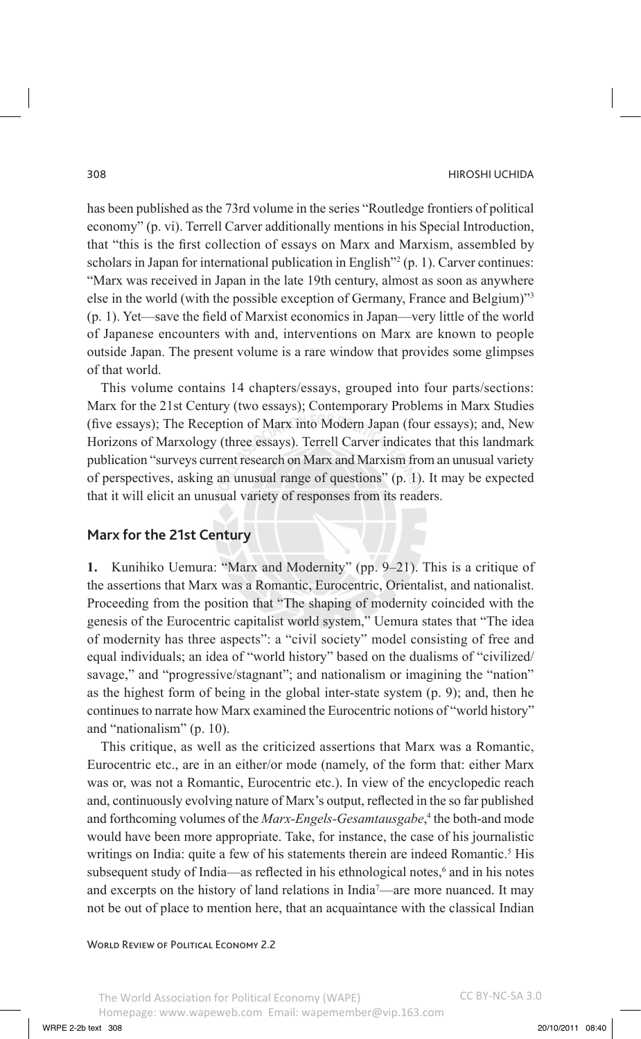has been published as the 73rd volume in the series "Routledge frontiers of political economy" (p. vi). Terrell Carver additionally mentions in his Special Introduction, that "this is the first collection of essays on Marx and Marxism, assembled by scholars in Japan for international publication in English"[2] (p. 1). Carver continues: "Marx was received in Japan in the late 19th century, almost as soon as anywhere else in the world (with the possible exception of Germany, France and Belgium)"[3] (p. 1). Yet—save the field of Marxist economics in Japan—very little of the world of Japanese encounters with and, interventions on Marx are known to people outside Japan. The present volume is a rare window that provides some glimpses of that world.

This volume contains 14 chapters/essays, grouped into four parts/sections: Marx for the 21st Century (two essays); Contemporary Problems in Marx Studies (five essays); The Reception of Marx into Modern Japan (four essays); and, New Horizons of Marxology (three essays). Terrell Carver indicates that this landmark publication "surveys current research on Marx and Marxism from an unusual variety of perspectives, asking an unusual range of questions" (p. 1). It may be expected that it will elicit an unusual variety of responses from its readers.

## Marx for the 21st Century

**1.** Kunihiko Uemura: "Marx and Modernity" (pp. 9–21). This is a critique of the assertions that Marx was a Romantic, Eurocentric, Orientalist, and nationalist. Proceeding from the position that "The shaping of modernity coincided with the genesis of the Eurocentric capitalist world system," Uemura states that "The idea of modernity has three aspects": a "civil society" model consisting of free and equal individuals; an idea of "world history" based on the dualisms of "civilized/savage," and "progressive/stagnant"; and nationalism or imagining the "nation" as the highest form of being in the global inter-state system (p. 9); and, then he continues to narrate how Marx examined the Eurocentric notions of "world history" and "nationalism" (p. 10).

This critique, as well as the criticized assertions that Marx was a Romantic, Eurocentric etc., are in an either/or mode (namely, of the form that: either Marx was or, was not a Romantic, Eurocentric etc.). In view of the encyclopedic reach and, continuously evolving nature of Marx's output, reflected in the so far published and forthcoming volumes of the *Marx-Engels-Gesamtausgabe*,[4] the both-and mode would have been more appropriate. Take, for instance, the case of his journalistic writings on India: quite a few of his statements therein are indeed Romantic.[5] His subsequent study of India—as reflected in his ethnological notes,[6] and in his notes and excerpts on the history of land relations in India[7]—are more nuanced. It may not be out of place to mention here, that an acquaintance with the classical Indian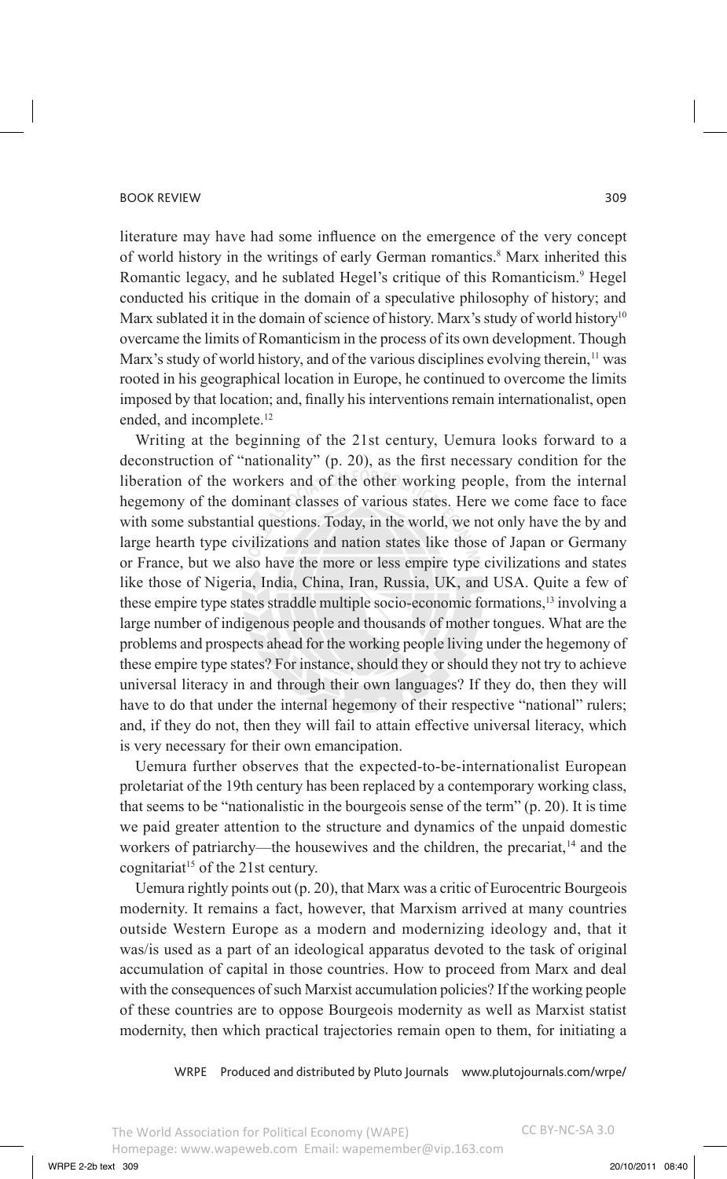literature may have had some influence on the emergence of the very concept of world history in the writings of early German romantics.[8] Marx inherited this Romantic legacy, and he sublated Hegel's critique of this Romanticism.[9] Hegel conducted his critique in the domain of a speculative philosophy of history; and Marx sublated it in the domain of science of history. Marx's study of world history[10] overcame the limits of Romanticism in the process of its own development. Though Marx's study of world history, and of the various disciplines evolving therein,[11] was rooted in his geographical location in Europe, he continued to overcome the limits imposed by that location; and, finally his interventions remain internationalist, open ended, and incomplete.[12]

Writing at the beginning of the 21st century, Uemura looks forward to a deconstruction of "nationality" (p. 20), as the first necessary condition for the liberation of the workers and of the other working people, from the internal hegemony of the dominant classes of various states. Here we come face to face with some substantial questions. Today, in the world, we not only have the by and large hearth type civilizations and nation states like those of Japan or Germany or France, but we also have the more or less empire type civilizations and states like those of Nigeria, India, China, Iran, Russia, UK, and USA. Quite a few of these empire type states straddle multiple socio-economic formations,[13] involving a large number of indigenous people and thousands of mother tongues. What are the problems and prospects ahead for the working people living under the hegemony of these empire type states? For instance, should they or should they not try to achieve universal literacy in and through their own languages? If they do, then they will have to do that under the internal hegemony of their respective "national" rulers; and, if they do not, then they will fail to attain effective universal literacy, which is very necessary for their own emancipation.

Uemura further observes that the expected-to-be-internationalist European proletariat of the 19th century has been replaced by a contemporary working class, that seems to be "nationalistic in the bourgeois sense of the term" (p. 20). It is time we paid greater attention to the structure and dynamics of the unpaid domestic workers of patriarchy—the housewives and the children, the precariat,[14] and the cognitariat[15] of the 21st century.

Uemura rightly points out (p. 20), that Marx was a critic of Eurocentric Bourgeois modernity. It remains a fact, however, that Marxism arrived at many countries outside Western Europe as a modern and modernizing ideology and, that it was/is used as a part of an ideological apparatus devoted to the task of original accumulation of capital in those countries. How to proceed from Marx and deal with the consequences of such Marxist accumulation policies? If the working people of these countries are to oppose Bourgeois modernity as well as Marxist statist modernity, then which practical trajectories remain open to them, for initiating a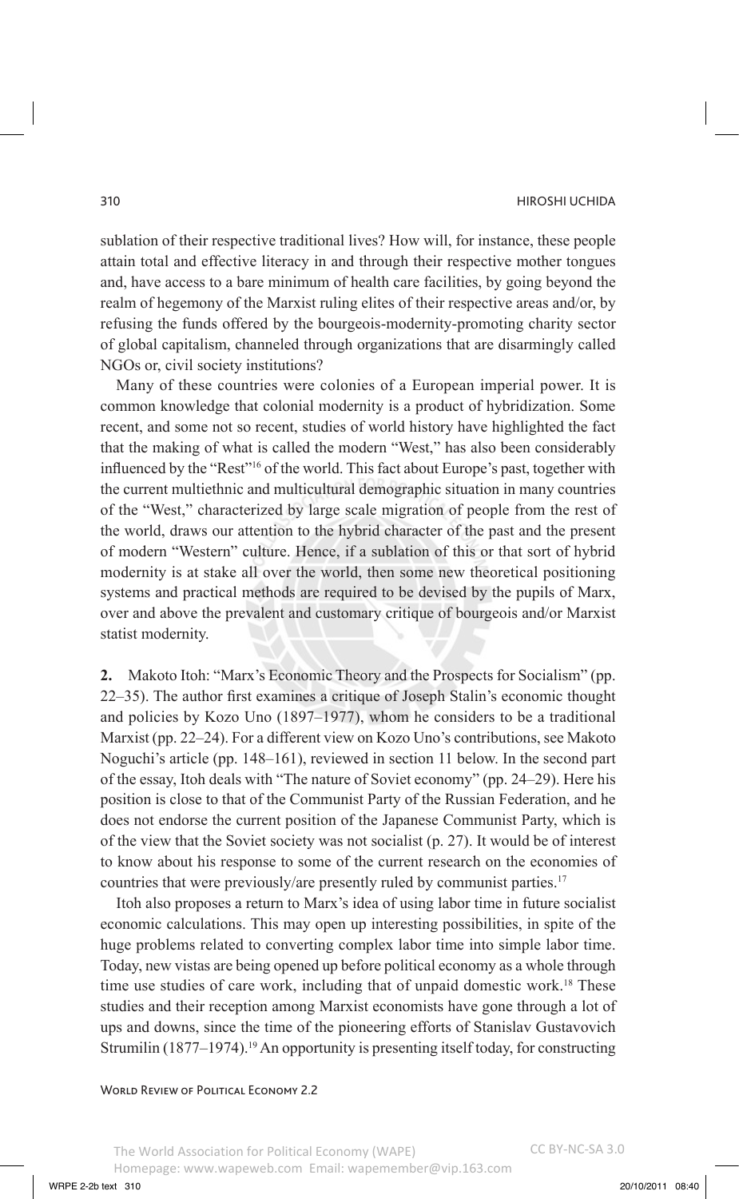sublation of their respective traditional lives? How will, for instance, these people attain total and effective literacy in and through their respective mother tongues and, have access to a bare minimum of health care facilities, by going beyond the realm of hegemony of the Marxist ruling elites of their respective areas and/or, by refusing the funds offered by the bourgeois-modernity-promoting charity sector of global capitalism, channeled through organizations that are disarmingly called NGOs or, civil society institutions?

Many of these countries were colonies of a European imperial power. It is common knowledge that colonial modernity is a product of hybridization. Some recent, and some not so recent, studies of world history have highlighted the fact that the making of what is called the modern "West," has also been considerably influenced by the "Rest"[16] of the world. This fact about Europe's past, together with the current multiethnic and multicultural demographic situation in many countries of the "West," characterized by large scale migration of people from the rest of the world, draws our attention to the hybrid character of the past and the present of modern "Western" culture. Hence, if a sublation of this or that sort of hybrid modernity is at stake all over the world, then some new theoretical positioning systems and practical methods are required to be devised by the pupils of Marx, over and above the prevalent and customary critique of bourgeois and/or Marxist statist modernity.

**2.** Makoto Itoh: "Marx's Economic Theory and the Prospects for Socialism" (pp. 22–35). The author first examines a critique of Joseph Stalin's economic thought and policies by Kozo Uno (1897–1977), whom he considers to be a traditional Marxist (pp. 22–24). For a different view on Kozo Uno's contributions, see Makoto Noguchi's article (pp. 148–161), reviewed in section 11 below. In the second part of the essay, Itoh deals with "The nature of Soviet economy" (pp. 24–29). Here his position is close to that of the Communist Party of the Russian Federation, and he does not endorse the current position of the Japanese Communist Party, which is of the view that the Soviet society was not socialist (p. 27). It would be of interest to know about his response to some of the current research on the economies of countries that were previously/are presently ruled by communist parties.[17]

Itoh also proposes a return to Marx's idea of using labor time in future socialist economic calculations. This may open up interesting possibilities, in spite of the huge problems related to converting complex labor time into simple labor time. Today, new vistas are being opened up before political economy as a whole through time use studies of care work, including that of unpaid domestic work.[18] These studies and their reception among Marxist economists have gone through a lot of ups and downs, since the time of the pioneering efforts of Stanislav Gustavovich Strumilin (1877–1974).[19] An opportunity is presenting itself today, for constructing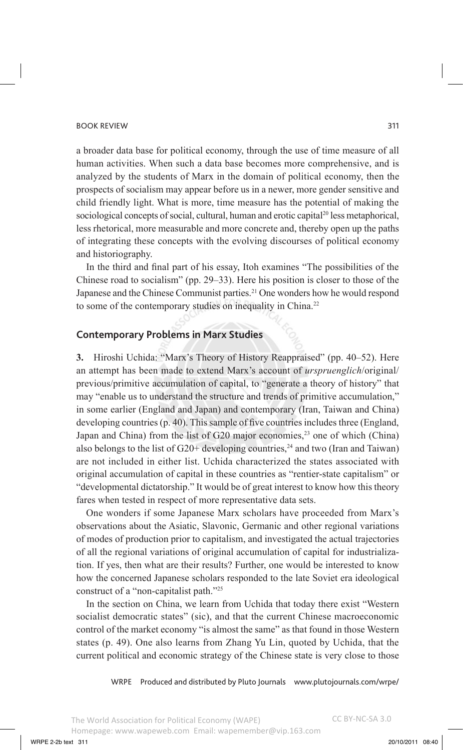a broader data base for political economy, through the use of time measure of all human activities. When such a data base becomes more comprehensive, and is analyzed by the students of Marx in the domain of political economy, then the prospects of socialism may appear before us in a newer, more gender sensitive and child friendly light. What is more, time measure has the potential of making the sociological concepts of social, cultural, human and erotic capital[20] less metaphorical, less rhetorical, more measurable and more concrete and, thereby open up the paths of integrating these concepts with the evolving discourses of political economy and historiography.

In the third and final part of his essay, Itoh examines "The possibilities of the Chinese road to socialism" (pp. 29–33). Here his position is closer to those of the Japanese and the Chinese Communist parties.[21] One wonders how he would respond to some of the contemporary studies on inequality in China.[22]

## Contemporary Problems in Marx Studies

**3.** Hiroshi Uchida: "Marx's Theory of History Reappraised" (pp. 40–52). Here an attempt has been made to extend Marx's account of *urspruenglich*/original/previous/primitive accumulation of capital, to "generate a theory of history" that may "enable us to understand the structure and trends of primitive accumulation," in some earlier (England and Japan) and contemporary (Iran, Taiwan and China) developing countries (p. 40). This sample of five countries includes three (England, Japan and China) from the list of G20 major economies,[23] one of which (China) also belongs to the list of G20+ developing countries,[24] and two (Iran and Taiwan) are not included in either list. Uchida characterized the states associated with original accumulation of capital in these countries as "rentier-state capitalism" or "developmental dictatorship." It would be of great interest to know how this theory fares when tested in respect of more representative data sets.

One wonders if some Japanese Marx scholars have proceeded from Marx's observations about the Asiatic, Slavonic, Germanic and other regional variations of modes of production prior to capitalism, and investigated the actual trajectories of all the regional variations of original accumulation of capital for industrialization. If yes, then what are their results? Further, one would be interested to know how the concerned Japanese scholars responded to the late Soviet era ideological construct of a "non-capitalist path."[25]

In the section on China, we learn from Uchida that today there exist "Western socialist democratic states" (sic), and that the current Chinese macroeconomic control of the market economy "is almost the same" as that found in those Western states (p. 49). One also learns from Zhang Yu Lin, quoted by Uchida, that the current political and economic strategy of the Chinese state is very close to those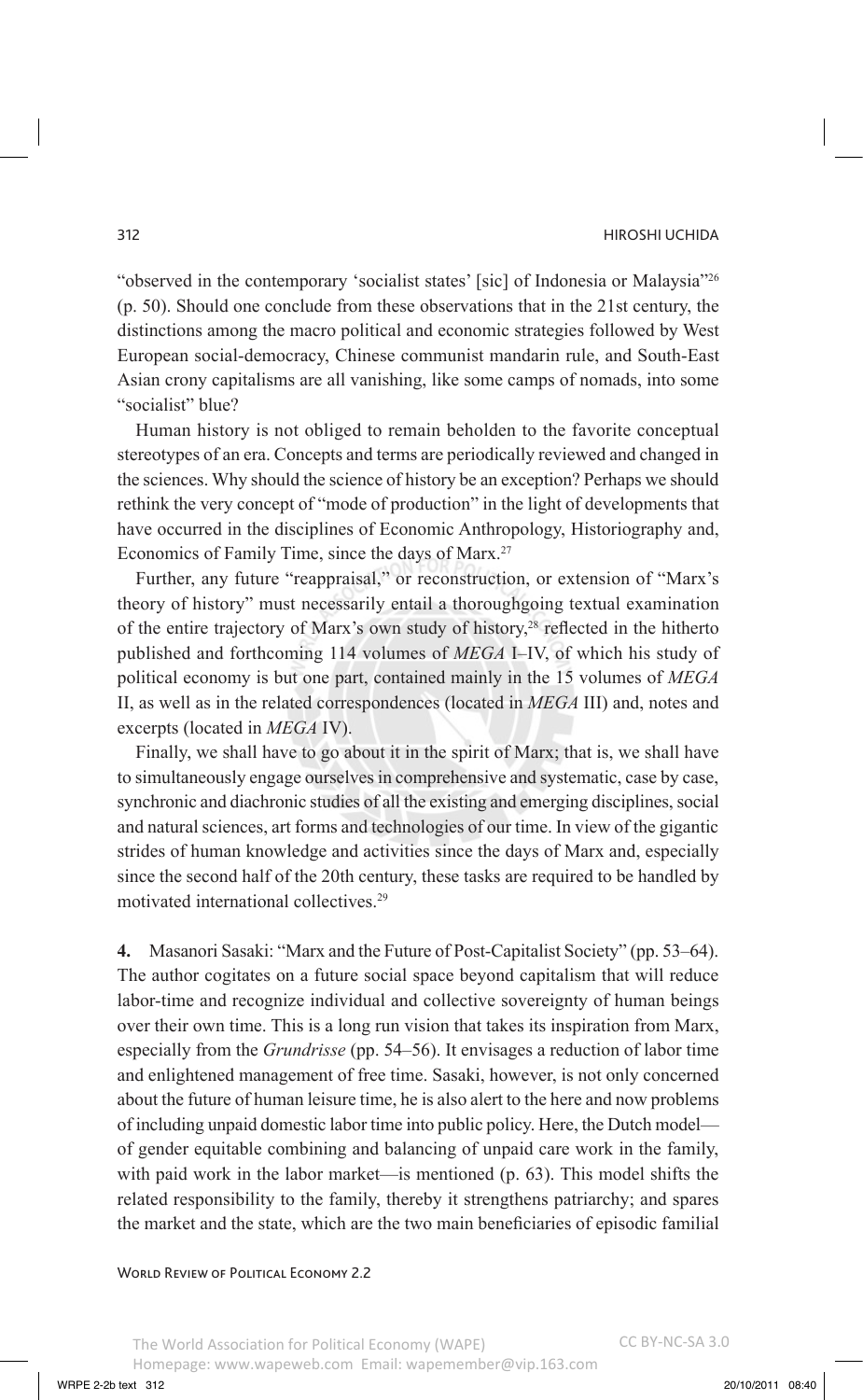"observed in the contemporary 'socialist states' [sic] of Indonesia or Malaysia"[26] (p. 50). Should one conclude from these observations that in the 21st century, the distinctions among the macro political and economic strategies followed by West European social-democracy, Chinese communist mandarin rule, and South-East Asian crony capitalisms are all vanishing, like some camps of nomads, into some "socialist" blue?

Human history is not obliged to remain beholden to the favorite conceptual stereotypes of an era. Concepts and terms are periodically reviewed and changed in the sciences. Why should the science of history be an exception? Perhaps we should rethink the very concept of "mode of production" in the light of developments that have occurred in the disciplines of Economic Anthropology, Historiography and, Economics of Family Time, since the days of Marx.[27]

Further, any future "reappraisal," or reconstruction, or extension of "Marx's theory of history" must necessarily entail a thoroughgoing textual examination of the entire trajectory of Marx's own study of history,[28] reflected in the hitherto published and forthcoming 114 volumes of *MEGA* I–IV, of which his study of political economy is but one part, contained mainly in the 15 volumes of *MEGA* II, as well as in the related correspondences (located in *MEGA* III) and, notes and excerpts (located in *MEGA* IV).

Finally, we shall have to go about it in the spirit of Marx; that is, we shall have to simultaneously engage ourselves in comprehensive and systematic, case by case, synchronic and diachronic studies of all the existing and emerging disciplines, social and natural sciences, art forms and technologies of our time. In view of the gigantic strides of human knowledge and activities since the days of Marx and, especially since the second half of the 20th century, these tasks are required to be handled by motivated international collectives.[29]

**4.** Masanori Sasaki: "Marx and the Future of Post-Capitalist Society" (pp. 53–64). The author cogitates on a future social space beyond capitalism that will reduce labor-time and recognize individual and collective sovereignty of human beings over their own time. This is a long run vision that takes its inspiration from Marx, especially from the *Grundrisse* (pp. 54–56). It envisages a reduction of labor time and enlightened management of free time. Sasaki, however, is not only concerned about the future of human leisure time, he is also alert to the here and now problems of including unpaid domestic labor time into public policy. Here, the Dutch model—of gender equitable combining and balancing of unpaid care work in the family, with paid work in the labor market—is mentioned (p. 63). This model shifts the related responsibility to the family, thereby it strengthens patriarchy; and spares the market and the state, which are the two main beneficiaries of episodic familial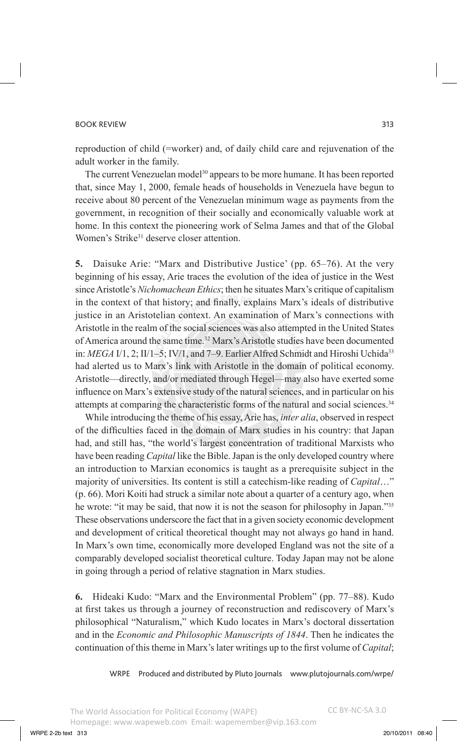reproduction of child (=worker) and, of daily child care and rejuvenation of the adult worker in the family.

The current Venezuelan model[30] appears to be more humane. It has been reported that, since May 1, 2000, female heads of households in Venezuela have begun to receive about 80 percent of the Venezuelan minimum wage as payments from the government, in recognition of their socially and economically valuable work at home. In this context the pioneering work of Selma James and that of the Global Women's Strike[31] deserve closer attention.

**5.** Daisuke Arie: "Marx and Distributive Justice' (pp. 65–76). At the very beginning of his essay, Arie traces the evolution of the idea of justice in the West since Aristotle's *Nichomachean Ethics*; then he situates Marx's critique of capitalism in the context of that history; and finally, explains Marx's ideals of distributive justice in an Aristotelian context. An examination of Marx's connections with Aristotle in the realm of the social sciences was also attempted in the United States of America around the same time.[32] Marx's Aristotle studies have been documented in: *MEGA* I/1, 2; II/1–5; IV/1, and 7–9. Earlier Alfred Schmidt and Hiroshi Uchida[33] had alerted us to Marx's link with Aristotle in the domain of political economy. Aristotle—directly, and/or mediated through Hegel—may also have exerted some influence on Marx's extensive study of the natural sciences, and in particular on his attempts at comparing the characteristic forms of the natural and social sciences.[34]

While introducing the theme of his essay, Arie has, *inter alia*, observed in respect of the difficulties faced in the domain of Marx studies in his country: that Japan had, and still has, "the world's largest concentration of traditional Marxists who have been reading *Capital* like the Bible. Japan is the only developed country where an introduction to Marxian economics is taught as a prerequisite subject in the majority of universities. Its content is still a catechism-like reading of *Capital*…" (p. 66). Mori Koiti had struck a similar note about a quarter of a century ago, when he wrote: "it may be said, that now it is not the season for philosophy in Japan."[35] These observations underscore the fact that in a given society economic development and development of critical theoretical thought may not always go hand in hand. In Marx's own time, economically more developed England was not the site of a comparably developed socialist theoretical culture. Today Japan may not be alone in going through a period of relative stagnation in Marx studies.

**6.** Hideaki Kudo: "Marx and the Environmental Problem" (pp. 77–88). Kudo at first takes us through a journey of reconstruction and rediscovery of Marx's philosophical "Naturalism," which Kudo locates in Marx's doctoral dissertation and in the *Economic and Philosophic Manuscripts of 1844*. Then he indicates the continuation of this theme in Marx's later writings up to the first volume of *Capital*;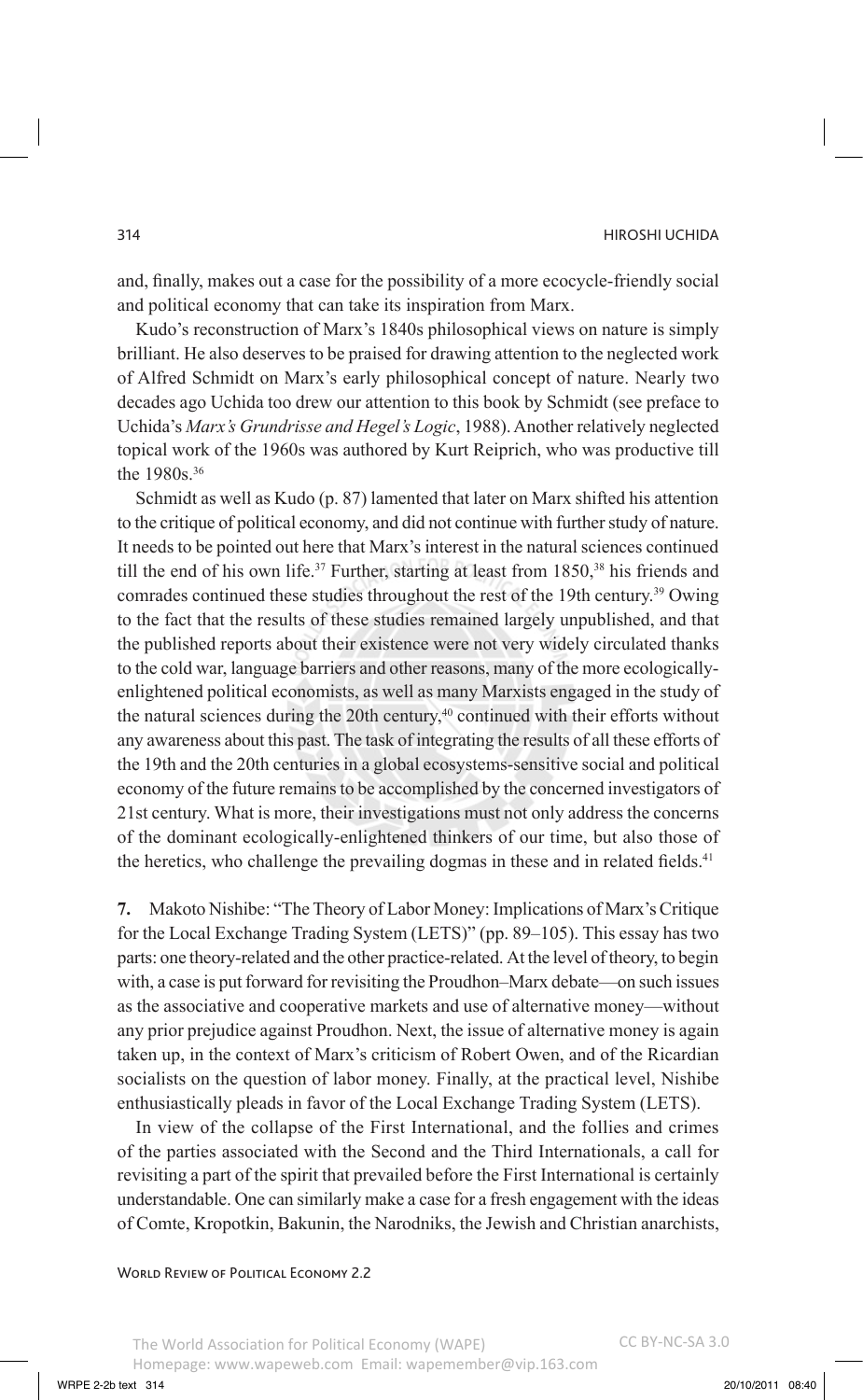and, finally, makes out a case for the possibility of a more ecocycle-friendly social and political economy that can take its inspiration from Marx.

Kudo's reconstruction of Marx's 1840s philosophical views on nature is simply brilliant. He also deserves to be praised for drawing attention to the neglected work of Alfred Schmidt on Marx's early philosophical concept of nature. Nearly two decades ago Uchida too drew our attention to this book by Schmidt (see preface to Uchida's *Marx's Grundrisse and Hegel's Logic*, 1988). Another relatively neglected topical work of the 1960s was authored by Kurt Reiprich, who was productive till the 1980s.[36]

Schmidt as well as Kudo (p. 87) lamented that later on Marx shifted his attention to the critique of political economy, and did not continue with further study of nature. It needs to be pointed out here that Marx's interest in the natural sciences continued till the end of his own life.[37] Further, starting at least from 1850,[38] his friends and comrades continued these studies throughout the rest of the 19th century.[39] Owing to the fact that the results of these studies remained largely unpublished, and that the published reports about their existence were not very widely circulated thanks to the cold war, language barriers and other reasons, many of the more ecologically-enlightened political economists, as well as many Marxists engaged in the study of the natural sciences during the 20th century,[40] continued with their efforts without any awareness about this past. The task of integrating the results of all these efforts of the 19th and the 20th centuries in a global ecosystems-sensitive social and political economy of the future remains to be accomplished by the concerned investigators of 21st century. What is more, their investigations must not only address the concerns of the dominant ecologically-enlightened thinkers of our time, but also those of the heretics, who challenge the prevailing dogmas in these and in related fields.[41]

**7.** Makoto Nishibe: "The Theory of Labor Money: Implications of Marx's Critique for the Local Exchange Trading System (LETS)" (pp. 89–105). This essay has two parts: one theory-related and the other practice-related. At the level of theory, to begin with, a case is put forward for revisiting the Proudhon–Marx debate—on such issues as the associative and cooperative markets and use of alternative money—without any prior prejudice against Proudhon. Next, the issue of alternative money is again taken up, in the context of Marx's criticism of Robert Owen, and of the Ricardian socialists on the question of labor money. Finally, at the practical level, Nishibe enthusiastically pleads in favor of the Local Exchange Trading System (LETS).

In view of the collapse of the First International, and the follies and crimes of the parties associated with the Second and the Third Internationals, a call for revisiting a part of the spirit that prevailed before the First International is certainly understandable. One can similarly make a case for a fresh engagement with the ideas of Comte, Kropotkin, Bakunin, the Narodniks, the Jewish and Christian anarchists,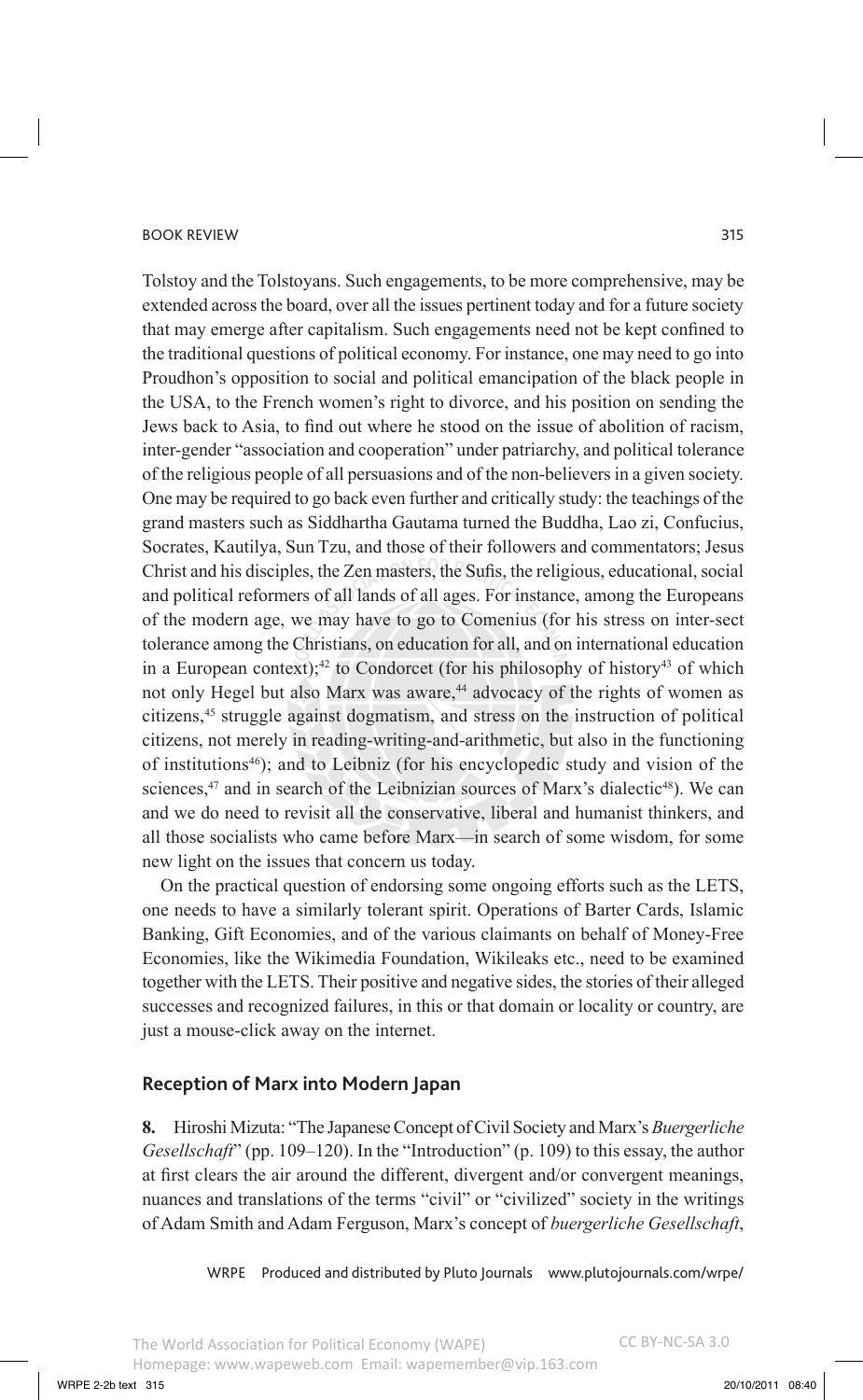Tolstoy and the Tolstoyans. Such engagements, to be more comprehensive, may be extended across the board, over all the issues pertinent today and for a future society that may emerge after capitalism. Such engagements need not be kept confined to the traditional questions of political economy. For instance, one may need to go into Proudhon's opposition to social and political emancipation of the black people in the USA, to the French women's right to divorce, and his position on sending the Jews back to Asia, to find out where he stood on the issue of abolition of racism, inter-gender "association and cooperation" under patriarchy, and political tolerance of the religious people of all persuasions and of the non-believers in a given society. One may be required to go back even further and critically study: the teachings of the grand masters such as Siddhartha Gautama turned the Buddha, Lao zi, Confucius, Socrates, Kautilya, Sun Tzu, and those of their followers and commentators; Jesus Christ and his disciples, the Zen masters, the Sufis, the religious, educational, social and political reformers of all lands of all ages. For instance, among the Europeans of the modern age, we may have to go to Comenius (for his stress on inter-sect tolerance among the Christians, on education for all, and on international education in a European context);[42] to Condorcet (for his philosophy of history[43] of which not only Hegel but also Marx was aware,[44] advocacy of the rights of women as citizens,[45] struggle against dogmatism, and stress on the instruction of political citizens, not merely in reading-writing-and-arithmetic, but also in the functioning of institutions[46]); and to Leibniz (for his encyclopedic study and vision of the sciences,[47] and in search of the Leibnizian sources of Marx's dialectic[48]). We can and we do need to revisit all the conservative, liberal and humanist thinkers, and all those socialists who came before Marx—in search of some wisdom, for some new light on the issues that concern us today.

On the practical question of endorsing some ongoing efforts such as the LETS, one needs to have a similarly tolerant spirit. Operations of Barter Cards, Islamic Banking, Gift Economies, and of the various claimants on behalf of Money-Free Economies, like the Wikimedia Foundation, Wikileaks etc., need to be examined together with the LETS. Their positive and negative sides, the stories of their alleged successes and recognized failures, in this or that domain or locality or country, are just a mouse-click away on the internet.

## Reception of Marx into Modern Japan

**8.** Hiroshi Mizuta: "The Japanese Concept of Civil Society and Marx's *Buergerliche Gesellschaft*" (pp. 109–120). In the "Introduction" (p. 109) to this essay, the author at first clears the air around the different, divergent and/or convergent meanings, nuances and translations of the terms "civil" or "civilized" society in the writings of Adam Smith and Adam Ferguson, Marx's concept of *buergerliche Gesellschaft*,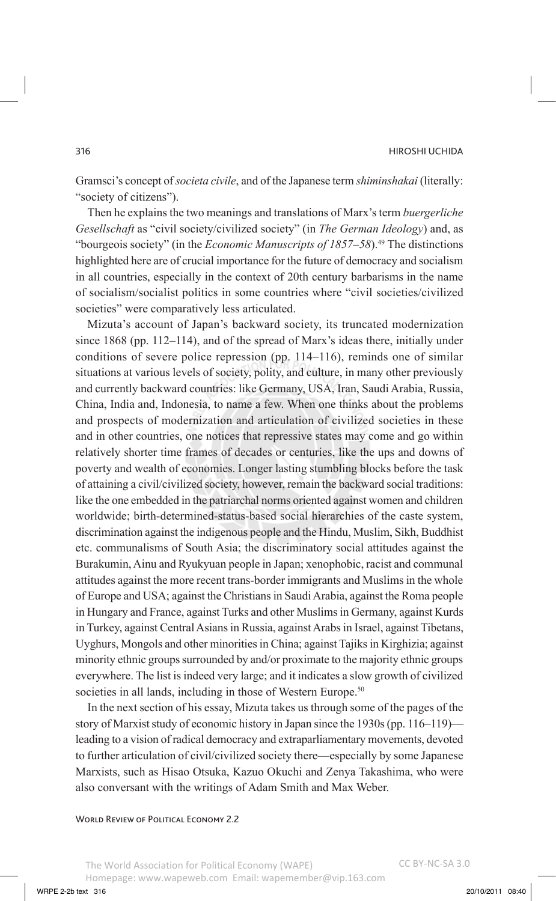Gramsci's concept of *societa civile*, and of the Japanese term *shiminshakai* (literally: "society of citizens").

Then he explains the two meanings and translations of Marx's term *buergerliche Gesellschaft* as "civil society/civilized society" (in *The German Ideology*) and, as "bourgeois society" (in the *Economic Manuscripts of 1857–58*).[49] The distinctions highlighted here are of crucial importance for the future of democracy and socialism in all countries, especially in the context of 20th century barbarisms in the name of socialism/socialist politics in some countries where "civil societies/civilized societies" were comparatively less articulated.

Mizuta's account of Japan's backward society, its truncated modernization since 1868 (pp. 112–114), and of the spread of Marx's ideas there, initially under conditions of severe police repression (pp. 114–116), reminds one of similar situations at various levels of society, polity, and culture, in many other previously and currently backward countries: like Germany, USA, Iran, Saudi Arabia, Russia, China, India and, Indonesia, to name a few. When one thinks about the problems and prospects of modernization and articulation of civilized societies in these and in other countries, one notices that repressive states may come and go within relatively shorter time frames of decades or centuries, like the ups and downs of poverty and wealth of economies. Longer lasting stumbling blocks before the task of attaining a civil/civilized society, however, remain the backward social traditions: like the one embedded in the patriarchal norms oriented against women and children worldwide; birth-determined-status-based social hierarchies of the caste system, discrimination against the indigenous people and the Hindu, Muslim, Sikh, Buddhist etc. communalisms of South Asia; the discriminatory social attitudes against the Burakumin, Ainu and Ryukyuan people in Japan; xenophobic, racist and communal attitudes against the more recent trans-border immigrants and Muslims in the whole of Europe and USA; against the Christians in Saudi Arabia, against the Roma people in Hungary and France, against Turks and other Muslims in Germany, against Kurds in Turkey, against Central Asians in Russia, against Arabs in Israel, against Tibetans, Uyghurs, Mongols and other minorities in China; against Tajiks in Kirghizia; against minority ethnic groups surrounded by and/or proximate to the majority ethnic groups everywhere. The list is indeed very large; and it indicates a slow growth of civilized societies in all lands, including in those of Western Europe.[50]

In the next section of his essay, Mizuta takes us through some of the pages of the story of Marxist study of economic history in Japan since the 1930s (pp. 116–119)—leading to a vision of radical democracy and extraparliamentary movements, devoted to further articulation of civil/civilized society there—especially by some Japanese Marxists, such as Hisao Otsuka, Kazuo Okuchi and Zenya Takashima, who were also conversant with the writings of Adam Smith and Max Weber.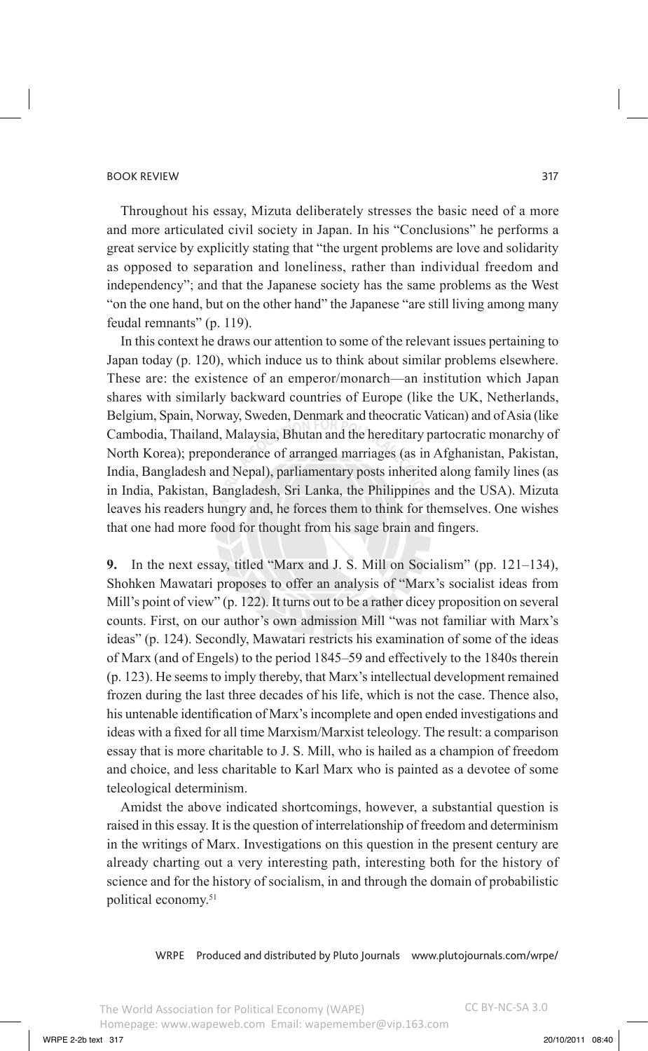Throughout his essay, Mizuta deliberately stresses the basic need of a more and more articulated civil society in Japan. In his "Conclusions" he performs a great service by explicitly stating that "the urgent problems are love and solidarity as opposed to separation and loneliness, rather than individual freedom and independency"; and that the Japanese society has the same problems as the West "on the one hand, but on the other hand" the Japanese "are still living among many feudal remnants" (p. 119).

In this context he draws our attention to some of the relevant issues pertaining to Japan today (p. 120), which induce us to think about similar problems elsewhere. These are: the existence of an emperor/monarch—an institution which Japan shares with similarly backward countries of Europe (like the UK, Netherlands, Belgium, Spain, Norway, Sweden, Denmark and theocratic Vatican) and of Asia (like Cambodia, Thailand, Malaysia, Bhutan and the hereditary partocratic monarchy of North Korea); preponderance of arranged marriages (as in Afghanistan, Pakistan, India, Bangladesh and Nepal), parliamentary posts inherited along family lines (as in India, Pakistan, Bangladesh, Sri Lanka, the Philippines and the USA). Mizuta leaves his readers hungry and, he forces them to think for themselves. One wishes that one had more food for thought from his sage brain and fingers.

**9.** In the next essay, titled "Marx and J. S. Mill on Socialism" (pp. 121–134), Shohken Mawatari proposes to offer an analysis of "Marx's socialist ideas from Mill's point of view" (p. 122). It turns out to be a rather dicey proposition on several counts. First, on our author's own admission Mill "was not familiar with Marx's ideas" (p. 124). Secondly, Mawatari restricts his examination of some of the ideas of Marx (and of Engels) to the period 1845–59 and effectively to the 1840s therein (p. 123). He seems to imply thereby, that Marx's intellectual development remained frozen during the last three decades of his life, which is not the case. Thence also, his untenable identification of Marx's incomplete and open ended investigations and ideas with a fixed for all time Marxism/Marxist teleology. The result: a comparison essay that is more charitable to J. S. Mill, who is hailed as a champion of freedom and choice, and less charitable to Karl Marx who is painted as a devotee of some teleological determinism.

Amidst the above indicated shortcomings, however, a substantial question is raised in this essay. It is the question of interrelationship of freedom and determinism in the writings of Marx. Investigations on this question in the present century are already charting out a very interesting path, interesting both for the history of science and for the history of socialism, in and through the domain of probabilistic political economy.[51]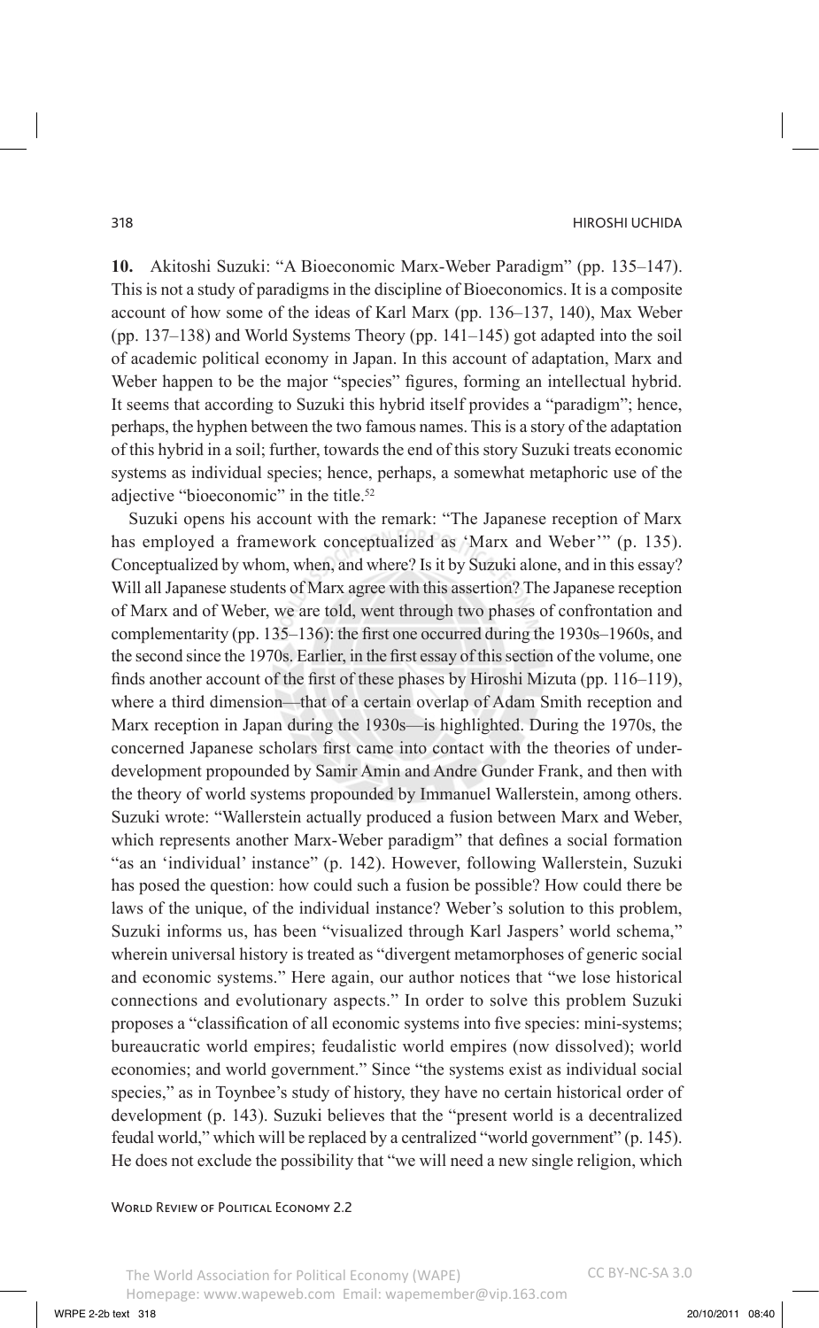**10.** Akitoshi Suzuki: "A Bioeconomic Marx-Weber Paradigm" (pp. 135–147). This is not a study of paradigms in the discipline of Bioeconomics. It is a composite account of how some of the ideas of Karl Marx (pp. 136–137, 140), Max Weber (pp. 137–138) and World Systems Theory (pp. 141–145) got adapted into the soil of academic political economy in Japan. In this account of adaptation, Marx and Weber happen to be the major "species" figures, forming an intellectual hybrid. It seems that according to Suzuki this hybrid itself provides a "paradigm"; hence, perhaps, the hyphen between the two famous names. This is a story of the adaptation of this hybrid in a soil; further, towards the end of this story Suzuki treats economic systems as individual species; hence, perhaps, a somewhat metaphoric use of the adjective "bioeconomic" in the title.[52]

Suzuki opens his account with the remark: "The Japanese reception of Marx has employed a framework conceptualized as 'Marx and Weber'" (p. 135). Conceptualized by whom, when, and where? Is it by Suzuki alone, and in this essay? Will all Japanese students of Marx agree with this assertion? The Japanese reception of Marx and of Weber, we are told, went through two phases of confrontation and complementarity (pp. 135–136): the first one occurred during the 1930s–1960s, and the second since the 1970s. Earlier, in the first essay of this section of the volume, one finds another account of the first of these phases by Hiroshi Mizuta (pp. 116–119), where a third dimension—that of a certain overlap of Adam Smith reception and Marx reception in Japan during the 1930s—is highlighted. During the 1970s, the concerned Japanese scholars first came into contact with the theories of underdevelopment propounded by Samir Amin and Andre Gunder Frank, and then with the theory of world systems propounded by Immanuel Wallerstein, among others. Suzuki wrote: "Wallerstein actually produced a fusion between Marx and Weber, which represents another Marx-Weber paradigm" that defines a social formation "as an 'individual' instance" (p. 142). However, following Wallerstein, Suzuki has posed the question: how could such a fusion be possible? How could there be laws of the unique, of the individual instance? Weber's solution to this problem, Suzuki informs us, has been "visualized through Karl Jaspers' world schema," wherein universal history is treated as "divergent metamorphoses of generic social and economic systems." Here again, our author notices that "we lose historical connections and evolutionary aspects." In order to solve this problem Suzuki proposes a "classification of all economic systems into five species: mini-systems; bureaucratic world empires; feudalistic world empires (now dissolved); world economies; and world government." Since "the systems exist as individual social species," as in Toynbee's study of history, they have no certain historical order of development (p. 143). Suzuki believes that the "present world is a decentralized feudal world," which will be replaced by a centralized "world government" (p. 145). He does not exclude the possibility that "we will need a new single religion, which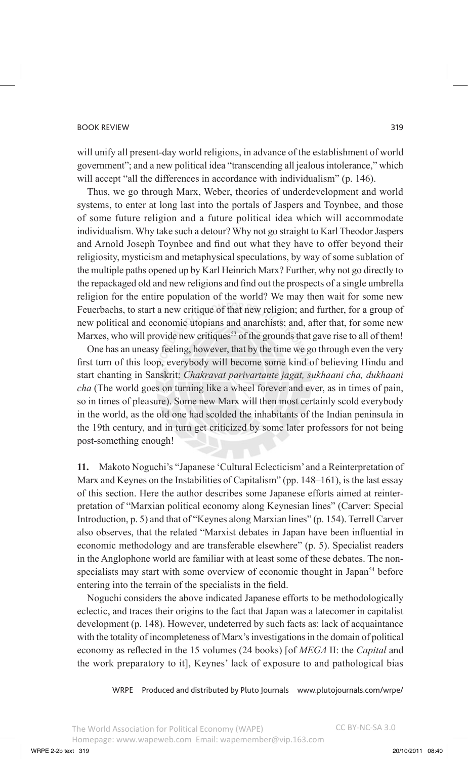will unify all present-day world religions, in advance of the establishment of world government"; and a new political idea "transcending all jealous intolerance," which will accept "all the differences in accordance with individualism" (p. 146).

Thus, we go through Marx, Weber, theories of underdevelopment and world systems, to enter at long last into the portals of Jaspers and Toynbee, and those of some future religion and a future political idea which will accommodate individualism. Why take such a detour? Why not go straight to Karl Theodor Jaspers and Arnold Joseph Toynbee and find out what they have to offer beyond their religiosity, mysticism and metaphysical speculations, by way of some sublation of the multiple paths opened up by Karl Heinrich Marx? Further, why not go directly to the repackaged old and new religions and find out the prospects of a single umbrella religion for the entire population of the world? We may then wait for some new Feuerbachs, to start a new critique of that new religion; and further, for a group of new political and economic utopians and anarchists; and, after that, for some new Marxes, who will provide new critiques[53] of the grounds that gave rise to all of them!

One has an uneasy feeling, however, that by the time we go through even the very first turn of this loop, everybody will become some kind of believing Hindu and start chanting in Sanskrit: *Chakravat parivartante jagat, sukhaani cha, dukhaani cha* (The world goes on turning like a wheel forever and ever, as in times of pain, so in times of pleasure). Some new Marx will then most certainly scold everybody in the world, as the old one had scolded the inhabitants of the Indian peninsula in the 19th century, and in turn get criticized by some later professors for not being post-something enough!

**11.** Makoto Noguchi's "Japanese 'Cultural Eclecticism' and a Reinterpretation of Marx and Keynes on the Instabilities of Capitalism" (pp. 148–161), is the last essay of this section. Here the author describes some Japanese efforts aimed at reinterpretation of "Marxian political economy along Keynesian lines" (Carver: Special Introduction, p. 5) and that of "Keynes along Marxian lines" (p. 154). Terrell Carver also observes, that the related "Marxist debates in Japan have been influential in economic methodology and are transferable elsewhere" (p. 5). Specialist readers in the Anglophone world are familiar with at least some of these debates. The non-specialists may start with some overview of economic thought in Japan[54] before entering into the terrain of the specialists in the field.

Noguchi considers the above indicated Japanese efforts to be methodologically eclectic, and traces their origins to the fact that Japan was a latecomer in capitalist development (p. 148). However, undeterred by such facts as: lack of acquaintance with the totality of incompleteness of Marx's investigations in the domain of political economy as reflected in the 15 volumes (24 books) [of *MEGA* II: the *Capital* and the work preparatory to it], Keynes' lack of exposure to and pathological bias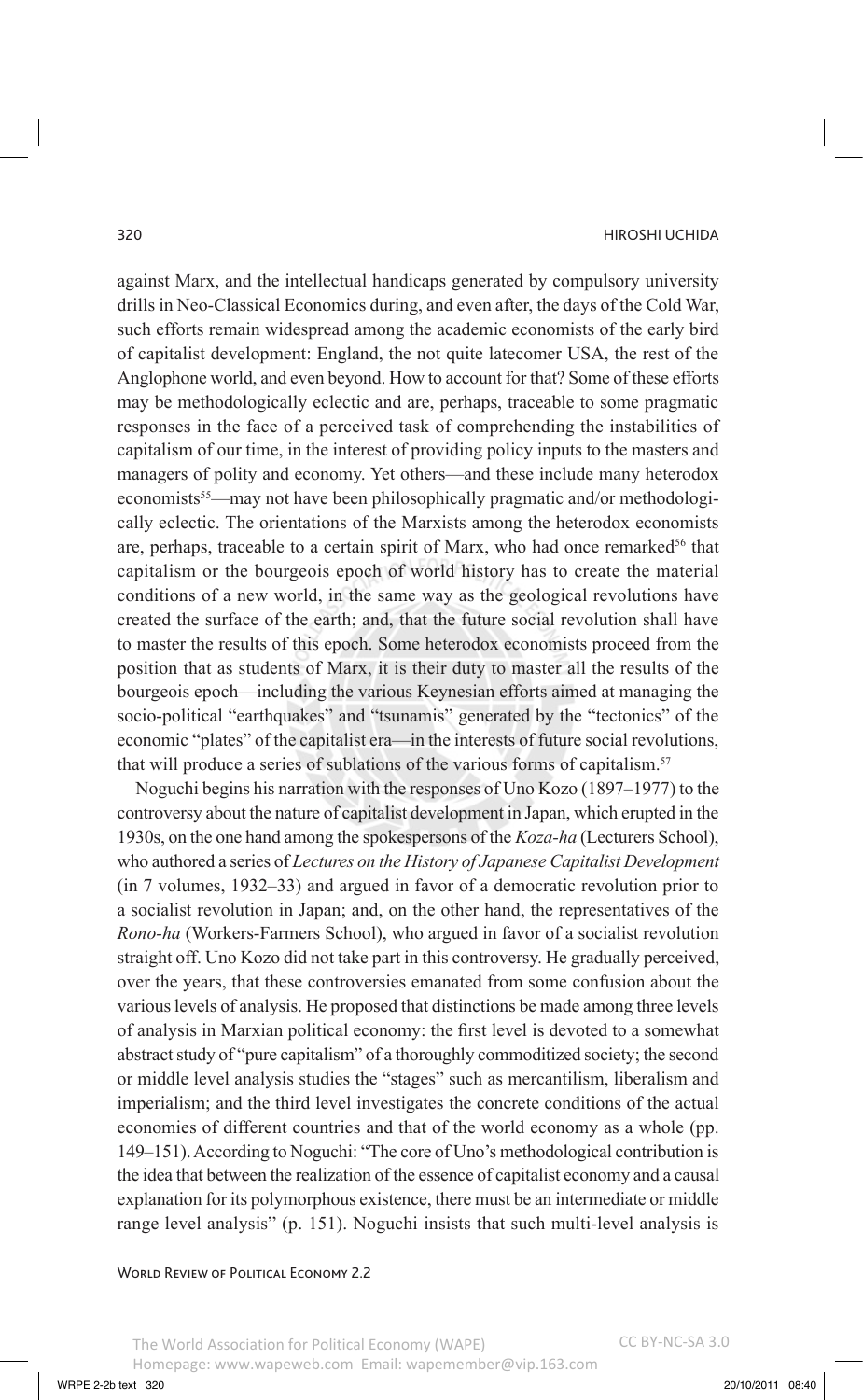against Marx, and the intellectual handicaps generated by compulsory university drills in Neo-Classical Economics during, and even after, the days of the Cold War, such efforts remain widespread among the academic economists of the early bird of capitalist development: England, the not quite latecomer USA, the rest of the Anglophone world, and even beyond. How to account for that? Some of these efforts may be methodologically eclectic and are, perhaps, traceable to some pragmatic responses in the face of a perceived task of comprehending the instabilities of capitalism of our time, in the interest of providing policy inputs to the masters and managers of polity and economy. Yet others—and these include many heterodox economists[55]—may not have been philosophically pragmatic and/or methodologically eclectic. The orientations of the Marxists among the heterodox economists are, perhaps, traceable to a certain spirit of Marx, who had once remarked[56] that capitalism or the bourgeois epoch of world history has to create the material conditions of a new world, in the same way as the geological revolutions have created the surface of the earth; and, that the future social revolution shall have to master the results of this epoch. Some heterodox economists proceed from the position that as students of Marx, it is their duty to master all the results of the bourgeois epoch—including the various Keynesian efforts aimed at managing the socio-political "earthquakes" and "tsunamis" generated by the "tectonics" of the economic "plates" of the capitalist era—in the interests of future social revolutions, that will produce a series of sublations of the various forms of capitalism.[57]

Noguchi begins his narration with the responses of Uno Kozo (1897–1977) to the controversy about the nature of capitalist development in Japan, which erupted in the 1930s, on the one hand among the spokespersons of the *Koza-ha* (Lecturers School), who authored a series of *Lectures on the History of Japanese Capitalist Development* (in 7 volumes, 1932–33) and argued in favor of a democratic revolution prior to a socialist revolution in Japan; and, on the other hand, the representatives of the *Rono-ha* (Workers-Farmers School), who argued in favor of a socialist revolution straight off. Uno Kozo did not take part in this controversy. He gradually perceived, over the years, that these controversies emanated from some confusion about the various levels of analysis. He proposed that distinctions be made among three levels of analysis in Marxian political economy: the first level is devoted to a somewhat abstract study of "pure capitalism" of a thoroughly commoditized society; the second or middle level analysis studies the "stages" such as mercantilism, liberalism and imperialism; and the third level investigates the concrete conditions of the actual economies of different countries and that of the world economy as a whole (pp. 149–151). According to Noguchi: "The core of Uno's methodological contribution is the idea that between the realization of the essence of capitalist economy and a causal explanation for its polymorphous existence, there must be an intermediate or middle range level analysis" (p. 151). Noguchi insists that such multi-level analysis is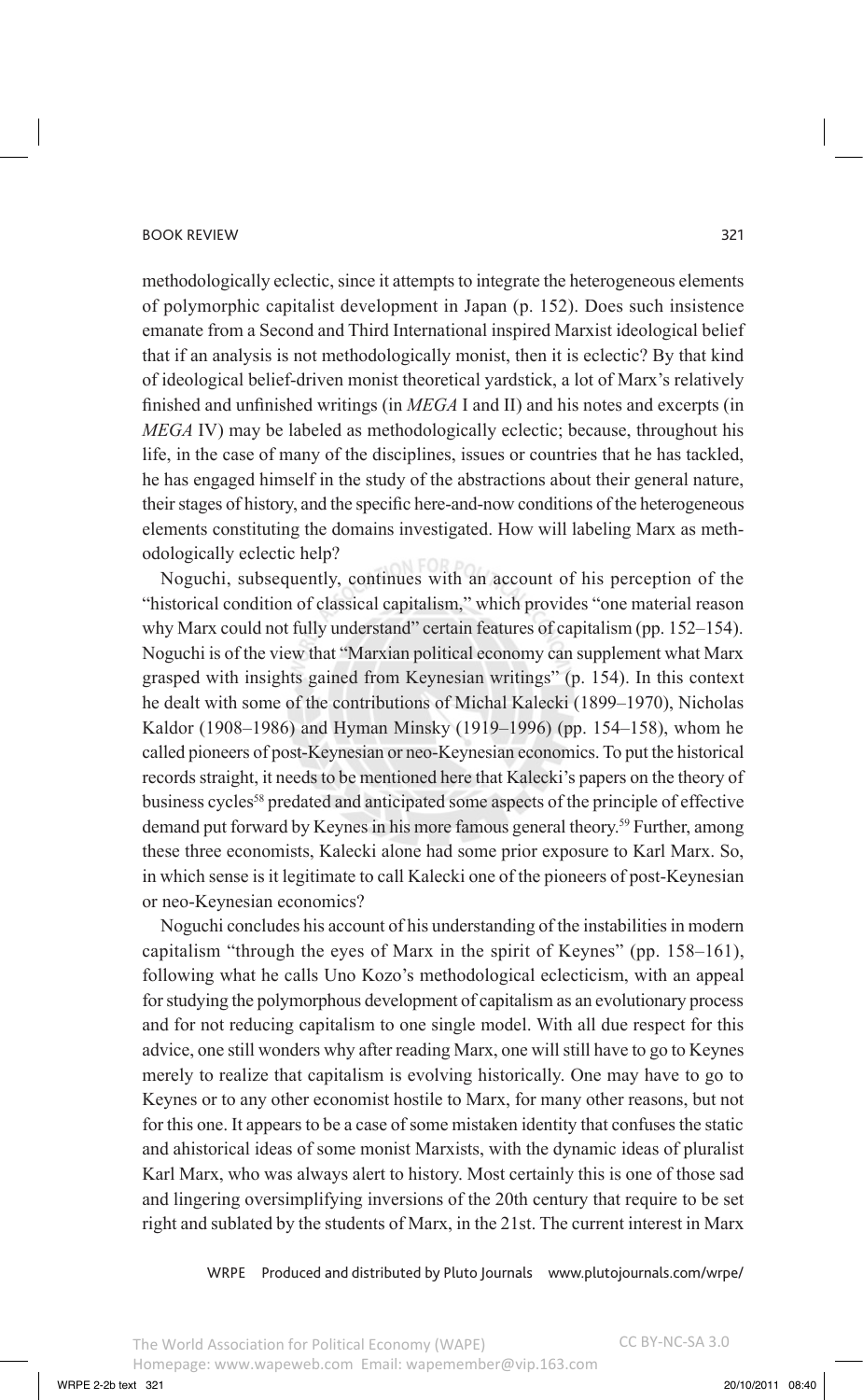methodologically eclectic, since it attempts to integrate the heterogeneous elements of polymorphic capitalist development in Japan (p. 152). Does such insistence emanate from a Second and Third International inspired Marxist ideological belief that if an analysis is not methodologically monist, then it is eclectic? By that kind of ideological belief-driven monist theoretical yardstick, a lot of Marx's relatively finished and unfinished writings (in *MEGA* I and II) and his notes and excerpts (in *MEGA* IV) may be labeled as methodologically eclectic; because, throughout his life, in the case of many of the disciplines, issues or countries that he has tackled, he has engaged himself in the study of the abstractions about their general nature, their stages of history, and the specific here-and-now conditions of the heterogeneous elements constituting the domains investigated. How will labeling Marx as methodologically eclectic help?

Noguchi, subsequently, continues with an account of his perception of the "historical condition of classical capitalism," which provides "one material reason why Marx could not fully understand" certain features of capitalism (pp. 152–154). Noguchi is of the view that "Marxian political economy can supplement what Marx grasped with insights gained from Keynesian writings" (p. 154). In this context he dealt with some of the contributions of Michal Kalecki (1899–1970), Nicholas Kaldor (1908–1986) and Hyman Minsky (1919–1996) (pp. 154–158), whom he called pioneers of post-Keynesian or neo-Keynesian economics. To put the historical records straight, it needs to be mentioned here that Kalecki's papers on the theory of business cycles[58] predated and anticipated some aspects of the principle of effective demand put forward by Keynes in his more famous general theory.[59] Further, among these three economists, Kalecki alone had some prior exposure to Karl Marx. So, in which sense is it legitimate to call Kalecki one of the pioneers of post-Keynesian or neo-Keynesian economics?

Noguchi concludes his account of his understanding of the instabilities in modern capitalism "through the eyes of Marx in the spirit of Keynes" (pp. 158–161), following what he calls Uno Kozo's methodological eclecticism, with an appeal for studying the polymorphous development of capitalism as an evolutionary process and for not reducing capitalism to one single model. With all due respect for this advice, one still wonders why after reading Marx, one will still have to go to Keynes merely to realize that capitalism is evolving historically. One may have to go to Keynes or to any other economist hostile to Marx, for many other reasons, but not for this one. It appears to be a case of some mistaken identity that confuses the static and ahistorical ideas of some monist Marxists, with the dynamic ideas of pluralist Karl Marx, who was always alert to history. Most certainly this is one of those sad and lingering oversimplifying inversions of the 20th century that require to be set right and sublated by the students of Marx, in the 21st. The current interest in Marx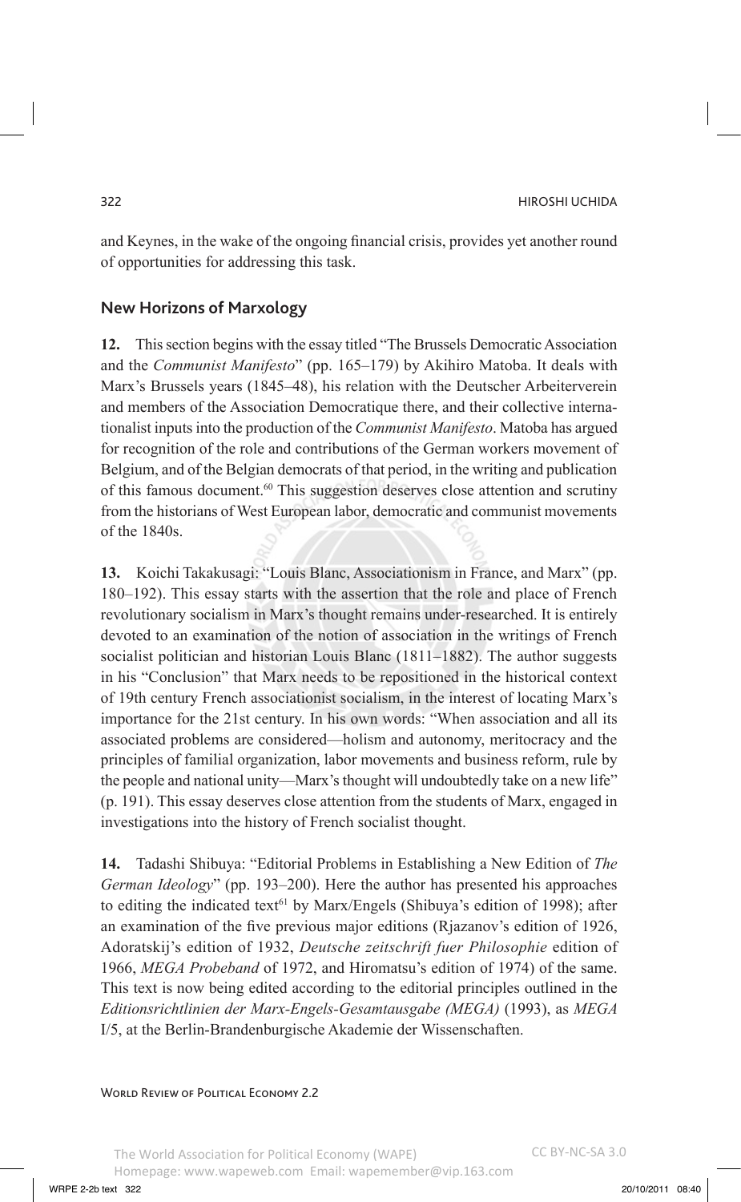and Keynes, in the wake of the ongoing financial crisis, provides yet another round of opportunities for addressing this task.

## New Horizons of Marxology

**12.** This section begins with the essay titled "The Brussels Democratic Association and the *Communist Manifesto*" (pp. 165–179) by Akihiro Matoba. It deals with Marx's Brussels years (1845–48), his relation with the Deutscher Arbeiterverein and members of the Association Democratique there, and their collective internationalist inputs into the production of the *Communist Manifesto*. Matoba has argued for recognition of the role and contributions of the German workers movement of Belgium, and of the Belgian democrats of that period, in the writing and publication of this famous document.[60] This suggestion deserves close attention and scrutiny from the historians of West European labor, democratic and communist movements of the 1840s.

**13.** Koichi Takakusagi: "Louis Blanc, Associationism in France, and Marx" (pp. 180–192). This essay starts with the assertion that the role and place of French revolutionary socialism in Marx's thought remains under-researched. It is entirely devoted to an examination of the notion of association in the writings of French socialist politician and historian Louis Blanc (1811–1882). The author suggests in his "Conclusion" that Marx needs to be repositioned in the historical context of 19th century French associationist socialism, in the interest of locating Marx's importance for the 21st century. In his own words: "When association and all its associated problems are considered—holism and autonomy, meritocracy and the principles of familial organization, labor movements and business reform, rule by the people and national unity—Marx's thought will undoubtedly take on a new life" (p. 191). This essay deserves close attention from the students of Marx, engaged in investigations into the history of French socialist thought.

**14.** Tadashi Shibuya: "Editorial Problems in Establishing a New Edition of *The German Ideology*" (pp. 193–200). Here the author has presented his approaches to editing the indicated text[61] by Marx/Engels (Shibuya's edition of 1998); after an examination of the five previous major editions (Rjazanov's edition of 1926, Adoratskij's edition of 1932, *Deutsche zeitschrift fuer Philosophie* edition of 1966, *MEGA Probeband* of 1972, and Hiromatsu's edition of 1974) of the same. This text is now being edited according to the editorial principles outlined in the *Editionsrichtlinien der Marx-Engels-Gesamtausgabe (MEGA)* (1993), as *MEGA* I/5, at the Berlin-Brandenburgische Akademie der Wissenschaften.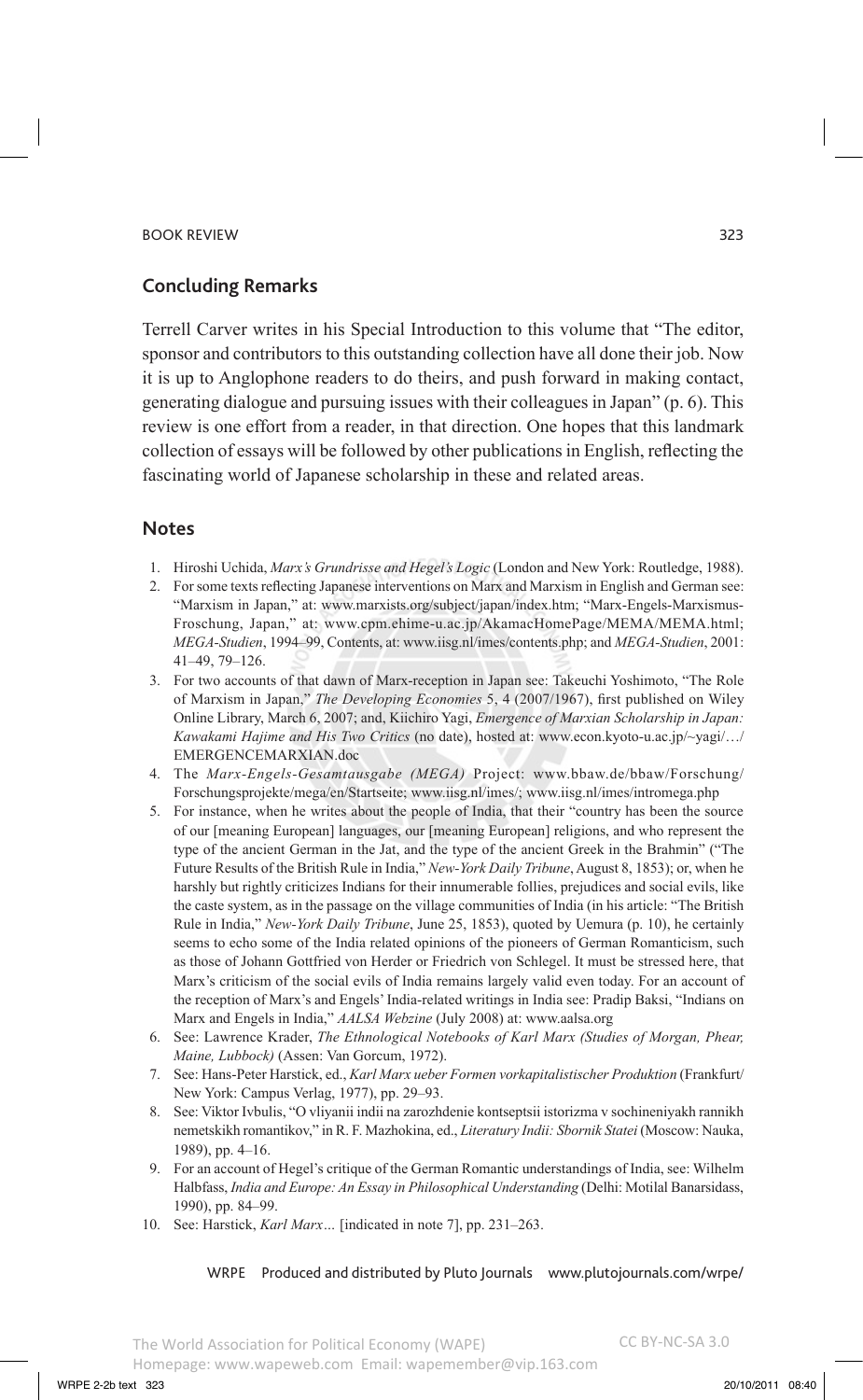## Concluding Remarks

Terrell Carver writes in his Special Introduction to this volume that "The editor, sponsor and contributors to this outstanding collection have all done their job. Now it is up to Anglophone readers to do theirs, and push forward in making contact, generating dialogue and pursuing issues with their colleagues in Japan" (p. 6). This review is one effort from a reader, in that direction. One hopes that this landmark collection of essays will be followed by other publications in English, reflecting the fascinating world of Japanese scholarship in these and related areas.

## Notes

1. Hiroshi Uchida, *Marx's Grundrisse and Hegel's Logic* (London and New York: Routledge, 1988).
2. For some texts reflecting Japanese interventions on Marx and Marxism in English and German see: "Marxism in Japan," at: www.marxists.org/subject/japan/index.htm; "Marx-Engels-Marxismus-Froschung, Japan," at: www.cpm.ehime-u.ac.jp/AkamacHomePage/MEMA/MEMA.html; *MEGA-Studien*, 1994–99, Contents, at: www.iisg.nl/imes/contents.php; and *MEGA-Studien*, 2001: 41–49, 79–126.
3. For two accounts of that dawn of Marx-reception in Japan see: Takeuchi Yoshimoto, "The Role of Marxism in Japan," *The Developing Economies* 5, 4 (2007/1967), first published on Wiley Online Library, March 6, 2007; and, Kiichiro Yagi, *Emergence of Marxian Scholarship in Japan: Kawakami Hajime and His Two Critics* (no date), hosted at: www.econ.kyoto-u.ac.jp/~yagi/…/EMERGENCEMARXIAN.doc
4. The *Marx-Engels-Gesamtausgabe (MEGA)* Project: www.bbaw.de/bbaw/Forschung/Forschungsprojekte/mega/en/Startseite; www.iisg.nl/imes/; www.iisg.nl/imes/intromega.php
5. For instance, when he writes about the people of India, that their "country has been the source of our [meaning European] languages, our [meaning European] religions, and who represent the type of the ancient German in the Jat, and the type of the ancient Greek in the Brahmin" ("The Future Results of the British Rule in India," *New-York Daily Tribune*, August 8, 1853); or, when he harshly but rightly criticizes Indians for their innumerable follies, prejudices and social evils, like the caste system, as in the passage on the village communities of India (in his article: "The British Rule in India," *New-York Daily Tribune*, June 25, 1853), quoted by Uemura (p. 10), he certainly seems to echo some of the India related opinions of the pioneers of German Romanticism, such as those of Johann Gottfried von Herder or Friedrich von Schlegel. It must be stressed here, that Marx's criticism of the social evils of India remains largely valid even today. For an account of the reception of Marx's and Engels' India-related writings in India see: Pradip Baksi, "Indians on Marx and Engels in India," *AALSA Webzine* (July 2008) at: www.aalsa.org
6. See: Lawrence Krader, *The Ethnological Notebooks of Karl Marx (Studies of Morgan, Phear, Maine, Lubbock)* (Assen: Van Gorcum, 1972).
7. See: Hans-Peter Harstick, ed., *Karl Marx ueber Formen vorkapitalistischer Produktion* (Frankfurt/New York: Campus Verlag, 1977), pp. 29–93.
8. See: Viktor Ivbulis, "O vliyanii indii na zarozhdenie kontseptsii istorizma v sochineniyakh rannikh nemetskikh romantikov," in R. F. Mazhokina, ed., *Literatury Indii: Sbornik Statei* (Moscow: Nauka, 1989), pp. 4–16.
9. For an account of Hegel's critique of the German Romantic understandings of India, see: Wilhelm Halbfass, *India and Europe: An Essay in Philosophical Understanding* (Delhi: Motilal Banarsidass, 1990), pp. 84–99.
10. See: Harstick, *Karl Marx…* [indicated in note 7], pp. 231–263.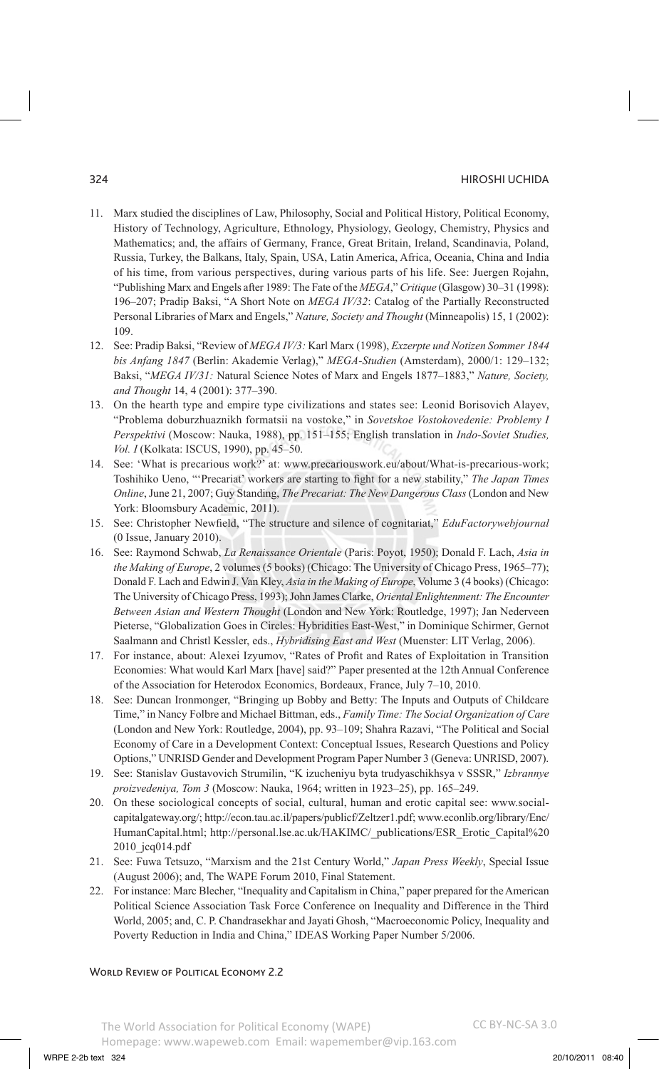11. Marx studied the disciplines of Law, Philosophy, Social and Political History, Political Economy, History of Technology, Agriculture, Ethnology, Physiology, Geology, Chemistry, Physics and Mathematics; and, the affairs of Germany, France, Great Britain, Ireland, Scandinavia, Poland, Russia, Turkey, the Balkans, Italy, Spain, USA, Latin America, Africa, Oceania, China and India of his time, from various perspectives, during various parts of his life. See: Juergen Rojahn, "Publishing Marx and Engels after 1989: The Fate of the *MEGA*," *Critique* (Glasgow) 30–31 (1998): 196–207; Pradip Baksi, "A Short Note on *MEGA IV/32*: Catalog of the Partially Reconstructed Personal Libraries of Marx and Engels," *Nature, Society and Thought* (Minneapolis) 15, 1 (2002): 109.
12. See: Pradip Baksi, "Review of *MEGA IV/3:* Karl Marx (1998), *Exzerpte und Notizen Sommer 1844 bis Anfang 1847* (Berlin: Akademie Verlag)," *MEGA-Studien* (Amsterdam), 2000/1: 129–132; Baksi, "*MEGA IV/31:* Natural Science Notes of Marx and Engels 1877–1883," *Nature, Society, and Thought* 14, 4 (2001): 377–390.
13. On the hearth type and empire type civilizations and states see: Leonid Borisovich Alayev, "Problema doburzhuaznikh formatsii na vostoke," in *Sovetskoe Vostokovedenie: Problemy I Perspektivi* (Moscow: Nauka, 1988), pp. 151–155; English translation in *Indo-Soviet Studies, Vol. I* (Kolkata: ISCUS, 1990), pp. 45–50.
14. See: 'What is precarious work?' at: www.precariouswork.eu/about/What-is-precarious-work; Toshihiko Ueno, "'Precariat' workers are starting to fight for a new stability," *The Japan Times Online*, June 21, 2007; Guy Standing, *The Precariat: The New Dangerous Class* (London and New York: Bloomsbury Academic, 2011).
15. See: Christopher Newfield, "The structure and silence of cognitariat," *EduFactorywebjournal* (0 Issue, January 2010).
16. See: Raymond Schwab, *La Renaissance Orientale* (Paris: Poyot, 1950); Donald F. Lach, *Asia in the Making of Europe*, 2 volumes (5 books) (Chicago: The University of Chicago Press, 1965–77); Donald F. Lach and Edwin J. Van Kley, *Asia in the Making of Europe*, Volume 3 (4 books) (Chicago: The University of Chicago Press, 1993); John James Clarke, *Oriental Enlightenment: The Encounter Between Asian and Western Thought* (London and New York: Routledge, 1997); Jan Nederveen Pieterse, "Globalization Goes in Circles: Hybridities East-West," in Dominique Schirmer, Gernot Saalmann and Christl Kessler, eds., *Hybridising East and West* (Muenster: LIT Verlag, 2006).
17. For instance, about: Alexei Izyumov, "Rates of Profit and Rates of Exploitation in Transition Economies: What would Karl Marx [have] said?" Paper presented at the 12th Annual Conference of the Association for Heterodox Economics, Bordeaux, France, July 7–10, 2010.
18. See: Duncan Ironmonger, "Bringing up Bobby and Betty: The Inputs and Outputs of Childcare Time," in Nancy Folbre and Michael Bittman, eds., *Family Time: The Social Organization of Care* (London and New York: Routledge, 2004), pp. 93–109; Shahra Razavi, "The Political and Social Economy of Care in a Development Context: Conceptual Issues, Research Questions and Policy Options," UNRISD Gender and Development Program Paper Number 3 (Geneva: UNRISD, 2007).
19. See: Stanislav Gustavovich Strumilin, "K izucheniyu byta trudyaschikhsya v SSSR," *Izbrannye proizvedeniya, Tom 3* (Moscow: Nauka, 1964; written in 1923–25), pp. 165–249.
20. On these sociological concepts of social, cultural, human and erotic capital see: www.socialcapitalgateway.org/; http://econ.tau.ac.il/papers/publicf/Zeltzer1.pdf; www.econlib.org/library/Enc/HumanCapital.html; http://personal.lse.ac.uk/HAKIMC/_publications/ESR_Erotic_Capital%20 2010_jcq014.pdf
21. See: Fuwa Tetsuzo, "Marxism and the 21st Century World," *Japan Press Weekly*, Special Issue (August 2006); and, The WAPE Forum 2010, Final Statement.
22. For instance: Marc Blecher, "Inequality and Capitalism in China," paper prepared for the American Political Science Association Task Force Conference on Inequality and Difference in the Third World, 2005; and, C. P. Chandrasekhar and Jayati Ghosh, "Macroeconomic Policy, Inequality and Poverty Reduction in India and China," IDEAS Working Paper Number 5/2006.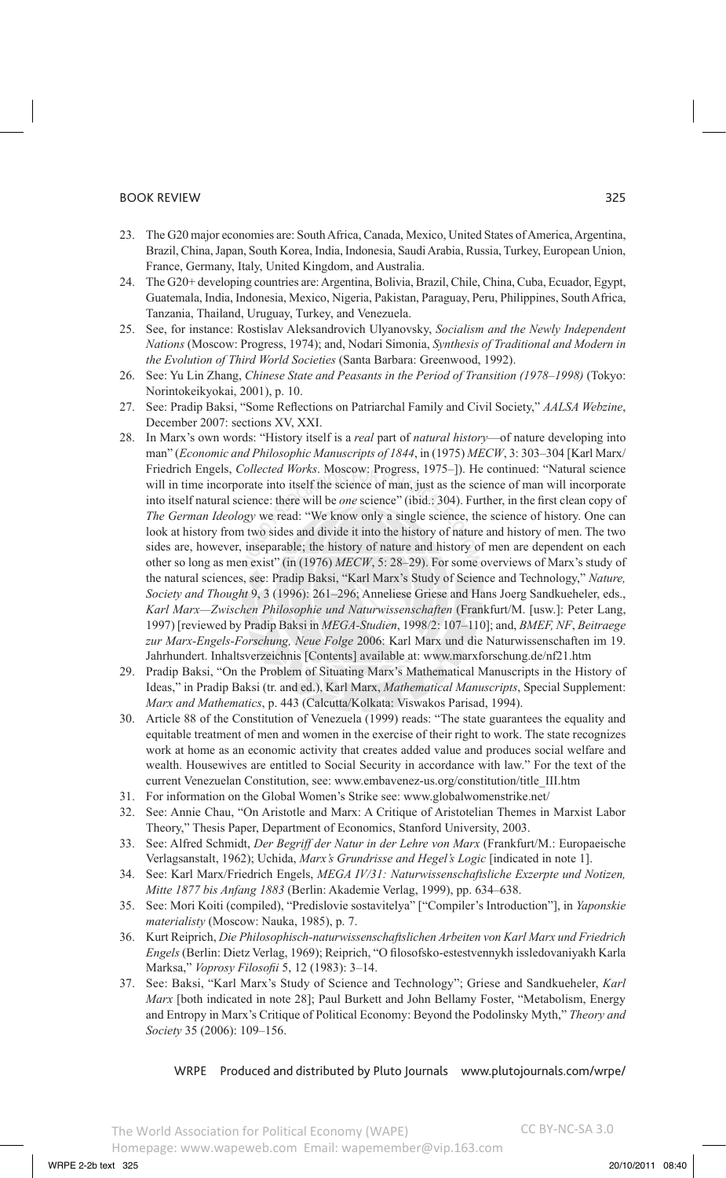23. The G20 major economies are: South Africa, Canada, Mexico, United States of America, Argentina, Brazil, China, Japan, South Korea, India, Indonesia, Saudi Arabia, Russia, Turkey, European Union, France, Germany, Italy, United Kingdom, and Australia.
24. The G20+ developing countries are: Argentina, Bolivia, Brazil, Chile, China, Cuba, Ecuador, Egypt, Guatemala, India, Indonesia, Mexico, Nigeria, Pakistan, Paraguay, Peru, Philippines, South Africa, Tanzania, Thailand, Uruguay, Turkey, and Venezuela.
25. See, for instance: Rostislav Aleksandrovich Ulyanovsky, *Socialism and the Newly Independent Nations* (Moscow: Progress, 1974); and, Nodari Simonia, *Synthesis of Traditional and Modern in the Evolution of Third World Societies* (Santa Barbara: Greenwood, 1992).
26. See: Yu Lin Zhang, *Chinese State and Peasants in the Period of Transition (1978–1998)* (Tokyo: Norintokeikyokai, 2001), p. 10.
27. See: Pradip Baksi, "Some Reflections on Patriarchal Family and Civil Society," *AALSA Webzine*, December 2007: sections XV, XXI.
28. In Marx's own words: "History itself is a *real* part of *natural history*—of nature developing into man" (*Economic and Philosophic Manuscripts of 1844*, in (1975) *MECW*, 3: 303–304 [Karl Marx/Friedrich Engels, *Collected Works*. Moscow: Progress, 1975–]). He continued: "Natural science will in time incorporate into itself the science of man, just as the science of man will incorporate into itself natural science: there will be *one* science" (ibid.: 304). Further, in the first clean copy of *The German Ideology* we read: "We know only a single science, the science of history. One can look at history from two sides and divide it into the history of nature and history of men. The two sides are, however, inseparable; the history of nature and history of men are dependent on each other so long as men exist" (in (1976) *MECW*, 5: 28–29). For some overviews of Marx's study of the natural sciences, see: Pradip Baksi, "Karl Marx's Study of Science and Technology," *Nature, Society and Thought* 9, 3 (1996): 261–296; Anneliese Griese and Hans Joerg Sandkueheler, eds., *Karl Marx—Zwischen Philosophie und Naturwissenschaften* (Frankfurt/M. [usw.]: Peter Lang, 1997) [reviewed by Pradip Baksi in *MEGA-Studien*, 1998/2: 107–110]; and, *BMEF, NF*, *Beitraege zur Marx-Engels-Forschung, Neue Folge* 2006: Karl Marx und die Naturwissenschaften im 19. Jahrhundert. Inhaltsverzeichnis [Contents] available at: www.marxforschung.de/nf21.htm
29. Pradip Baksi, "On the Problem of Situating Marx's Mathematical Manuscripts in the History of Ideas," in Pradip Baksi (tr. and ed.), Karl Marx, *Mathematical Manuscripts*, Special Supplement: *Marx and Mathematics*, p. 443 (Calcutta/Kolkata: Viswakos Parisad, 1994).
30. Article 88 of the Constitution of Venezuela (1999) reads: "The state guarantees the equality and equitable treatment of men and women in the exercise of their right to work. The state recognizes work at home as an economic activity that creates added value and produces social welfare and wealth. Housewives are entitled to Social Security in accordance with law." For the text of the current Venezuelan Constitution, see: www.embavenez-us.org/constitution/title_III.htm
31. For information on the Global Women's Strike see: www.globalwomenstrike.net/
32. See: Annie Chau, "On Aristotle and Marx: A Critique of Aristotelian Themes in Marxist Labor Theory," Thesis Paper, Department of Economics, Stanford University, 2003.
33. See: Alfred Schmidt, *Der Begriff der Natur in der Lehre von Marx* (Frankfurt/M.: Europaeische Verlagsanstalt, 1962); Uchida, *Marx's Grundrisse and Hegel's Logic* [indicated in note 1].
34. See: Karl Marx/Friedrich Engels, *MEGA IV/31: Naturwissenschaftsliche Exzerpte und Notizen, Mitte 1877 bis Anfang 1883* (Berlin: Akademie Verlag, 1999), pp. 634–638.
35. See: Mori Koiti (compiled), "Predislovie sostavitelya" ["Compiler's Introduction"], in *Yaponskie materialisty* (Moscow: Nauka, 1985), p. 7.
36. Kurt Reiprich, *Die Philosophisch-naturwissenschaftslichen Arbeiten von Karl Marx und Friedrich Engels* (Berlin: Dietz Verlag, 1969); Reiprich, "O filosofsko-estestvennykh issledovaniyakh Karla Marksa," *Voprosy Filosofii* 5, 12 (1983): 3–14.
37. See: Baksi, "Karl Marx's Study of Science and Technology"; Griese and Sandkueheler, *Karl Marx* [both indicated in note 28]; Paul Burkett and John Bellamy Foster, "Metabolism, Energy and Entropy in Marx's Critique of Political Economy: Beyond the Podolinsky Myth," *Theory and Society* 35 (2006): 109–156.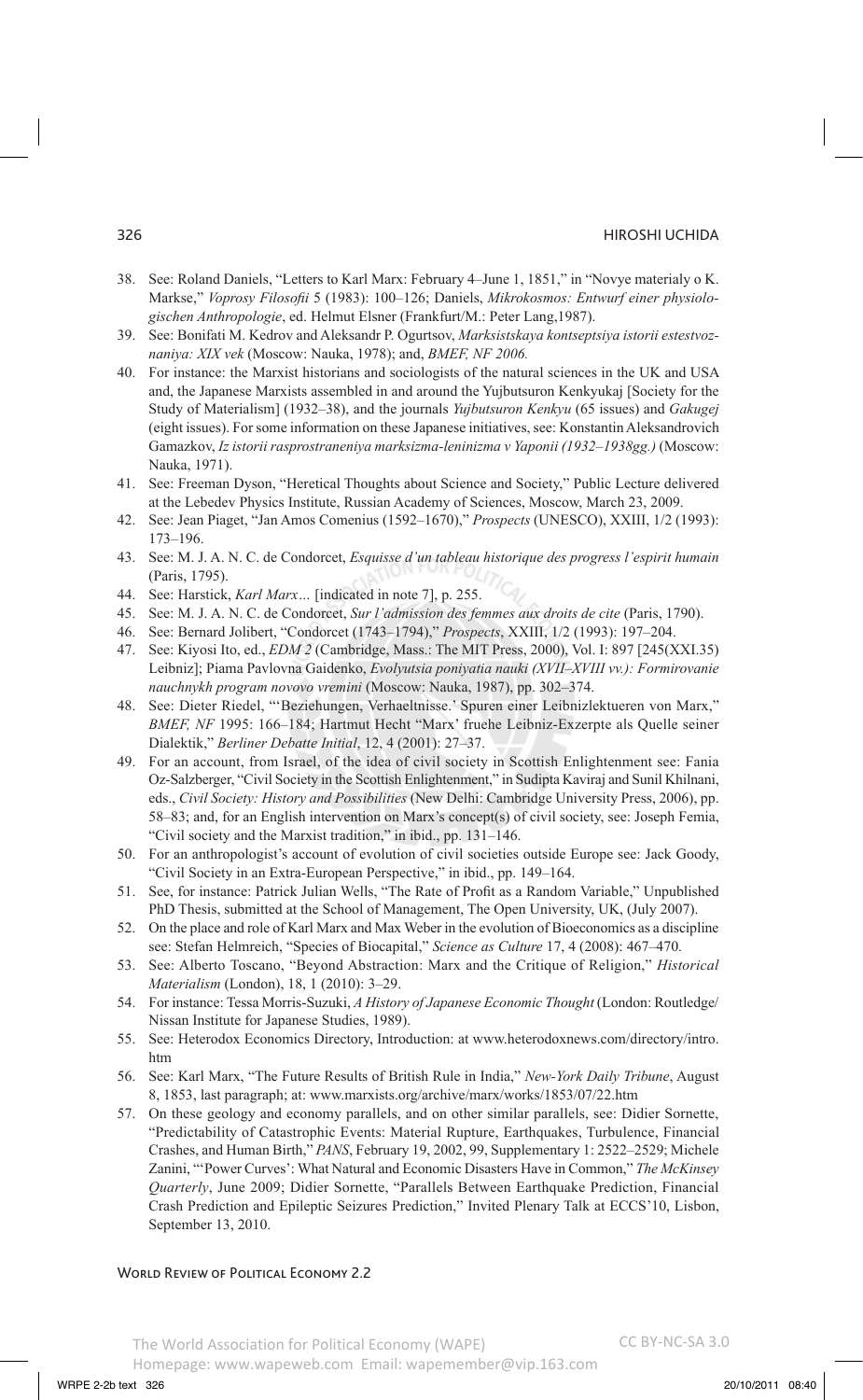38. See: Roland Daniels, "Letters to Karl Marx: February 4–June 1, 1851," in "Novye materialy o K. Markse," *Voprosy Filosofii* 5 (1983): 100–126; Daniels, *Mikrokosmos: Entwurf einer physiologischen Anthropologie*, ed. Helmut Elsner (Frankfurt/M.: Peter Lang,1987).
39. See: Bonifati M. Kedrov and Aleksandr P. Ogurtsov, *Marksistskaya kontseptsiya istorii estestvoznaniya: XIX vek* (Moscow: Nauka, 1978); and, *BMEF, NF 2006.*
40. For instance: the Marxist historians and sociologists of the natural sciences in the UK and USA and, the Japanese Marxists assembled in and around the Yujbutsuron Kenkyukaj [Society for the Study of Materialism] (1932–38), and the journals *Yujbutsuron Kenkyu* (65 issues) and *Gakugej* (eight issues). For some information on these Japanese initiatives, see: Konstantin Aleksandrovich Gamazkov, *Iz istorii rasprostraneniya marksizma-leninizma v Yaponii (1932–1938gg.)* (Moscow: Nauka, 1971).
41. See: Freeman Dyson, "Heretical Thoughts about Science and Society," Public Lecture delivered at the Lebedev Physics Institute, Russian Academy of Sciences, Moscow, March 23, 2009.
42. See: Jean Piaget, "Jan Amos Comenius (1592–1670)," *Prospects* (UNESCO), XXIII, 1/2 (1993): 173–196.
43. See: M. J. A. N. C. de Condorcet, *Esquisse d'un tableau historique des progress l'espirit humain* (Paris, 1795).
44. See: Harstick, *Karl Marx…* [indicated in note 7], p. 255.
45. See: M. J. A. N. C. de Condorcet, *Sur l'admission des femmes aux droits de cite* (Paris, 1790).
46. See: Bernard Jolibert, "Condorcet (1743–1794)," *Prospects*, XXIII, 1/2 (1993): 197–204.
47. See: Kiyosi Ito, ed., *EDM 2* (Cambridge, Mass.: The MIT Press, 2000), Vol. I: 897 [245(XXI.35) Leibniz]; Piama Pavlovna Gaidenko, *Evolyutsia poniyatia nauki (XVII–XVIII vv.): Formirovanie nauchnykh program novovo vremini* (Moscow: Nauka, 1987), pp. 302–374.
48. See: Dieter Riedel, "'Beziehungen, Verhaeltnisse.' Spuren einer Leibnizlektueren von Marx," *BMEF, NF* 1995: 166–184; Hartmut Hecht "Marx' fruehe Leibniz-Exzerpte als Quelle seiner Dialektik," *Berliner Debatte Initial*, 12, 4 (2001): 27–37.
49. For an account, from Israel, of the idea of civil society in Scottish Enlightenment see: Fania Oz-Salzberger, "Civil Society in the Scottish Enlightenment," in Sudipta Kaviraj and Sunil Khilnani, eds., *Civil Society: History and Possibilities* (New Delhi: Cambridge University Press, 2006), pp. 58–83; and, for an English intervention on Marx's concept(s) of civil society, see: Joseph Femia, "Civil society and the Marxist tradition," in ibid., pp. 131–146.
50. For an anthropologist's account of evolution of civil societies outside Europe see: Jack Goody, "Civil Society in an Extra-European Perspective," in ibid., pp. 149–164.
51. See, for instance: Patrick Julian Wells, "The Rate of Profit as a Random Variable," Unpublished PhD Thesis, submitted at the School of Management, The Open University, UK, (July 2007).
52. On the place and role of Karl Marx and Max Weber in the evolution of Bioeconomics as a discipline see: Stefan Helmreich, "Species of Biocapital," *Science as Culture* 17, 4 (2008): 467–470.
53. See: Alberto Toscano, "Beyond Abstraction: Marx and the Critique of Religion," *Historical Materialism* (London), 18, 1 (2010): 3–29.
54. For instance: Tessa Morris-Suzuki, *A History of Japanese Economic Thought* (London: Routledge/Nissan Institute for Japanese Studies, 1989).
55. See: Heterodox Economics Directory, Introduction: at www.heterodoxnews.com/directory/intro.htm
56. See: Karl Marx, "The Future Results of British Rule in India," *New-York Daily Tribune*, August 8, 1853, last paragraph; at: www.marxists.org/archive/marx/works/1853/07/22.htm
57. On these geology and economy parallels, and on other similar parallels, see: Didier Sornette, "Predictability of Catastrophic Events: Material Rupture, Earthquakes, Turbulence, Financial Crashes, and Human Birth," *PANS*, February 19, 2002, 99, Supplementary 1: 2522–2529; Michele Zanini, "'Power Curves': What Natural and Economic Disasters Have in Common," *The McKinsey Quarterly*, June 2009; Didier Sornette, "Parallels Between Earthquake Prediction, Financial Crash Prediction and Epileptic Seizures Prediction," Invited Plenary Talk at ECCS'10, Lisbon, September 13, 2010.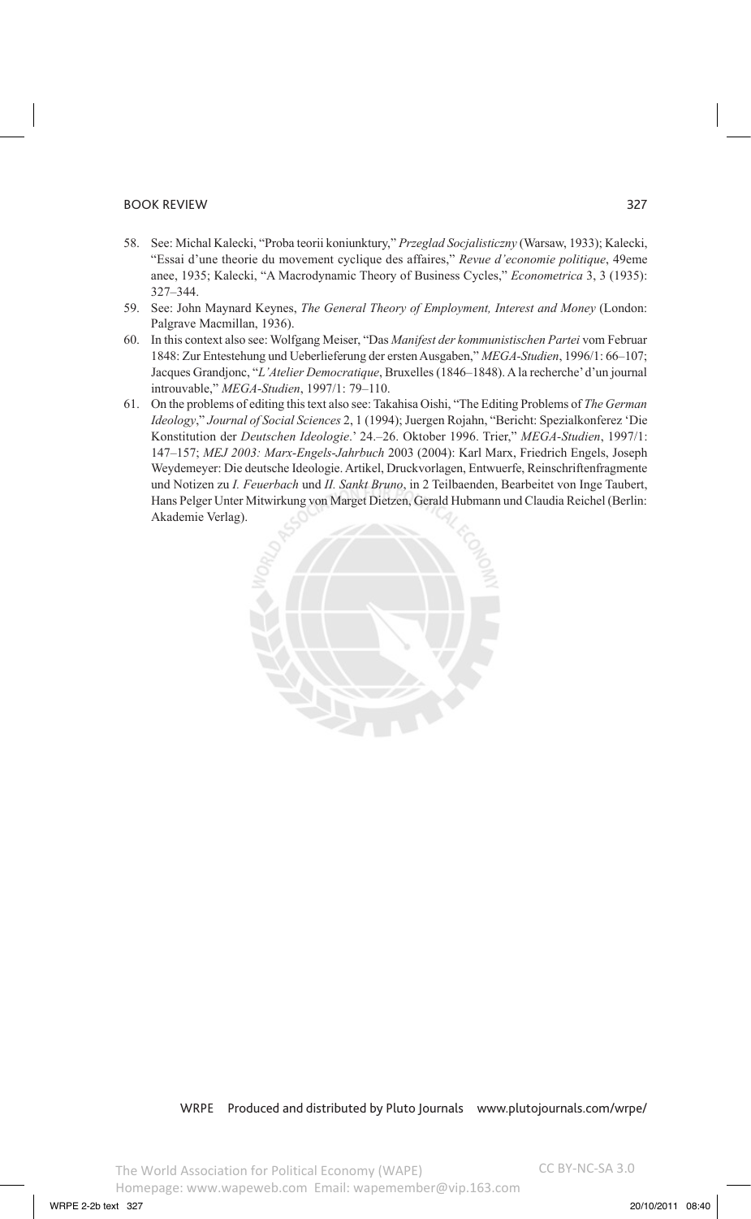58. See: Michal Kalecki, "Proba teorii koniunktury," *Przeglad Socjalisticzny* (Warsaw, 1933); Kalecki, "Essai d'une theorie du movement cyclique des affaires," *Revue d'economie politique*, 49eme anee, 1935; Kalecki, "A Macrodynamic Theory of Business Cycles," *Econometrica* 3, 3 (1935): 327–344.
59. See: John Maynard Keynes, *The General Theory of Employment, Interest and Money* (London: Palgrave Macmillan, 1936).
60. In this context also see: Wolfgang Meiser, "Das *Manifest der kommunistischen Partei* vom Februar 1848: Zur Entestehung und Ueberlieferung der ersten Ausgaben," *MEGA-Studien*, 1996/1: 66–107; Jacques Grandjonc, "*L'Atelier Democratique*, Bruxelles (1846–1848). A la recherche' d'un journal introuvable," *MEGA-Studien*, 1997/1: 79–110.
61. On the problems of editing this text also see: Takahisa Oishi, "The Editing Problems of *The German Ideology*," *Journal of Social Sciences* 2, 1 (1994); Juergen Rojahn, "Bericht: Spezialkonferez 'Die Konstitution der *Deutschen Ideologie*.' 24.–26. Oktober 1996. Trier," *MEGA-Studien*, 1997/1: 147–157; *MEJ 2003: Marx-Engels-Jahrbuch* 2003 (2004): Karl Marx, Friedrich Engels, Joseph Weydemeyer: Die deutsche Ideologie. Artikel, Druckvorlagen, Entwuerfe, Reinschriftenfragmente und Notizen zu *I. Feuerbach* und *II. Sankt Bruno*, in 2 Teilbaenden, Bearbeitet von Inge Taubert, Hans Pelger Unter Mitwirkung von Marget Dietzen, Gerald Hubmann und Claudia Reichel (Berlin: Akademie Verlag).